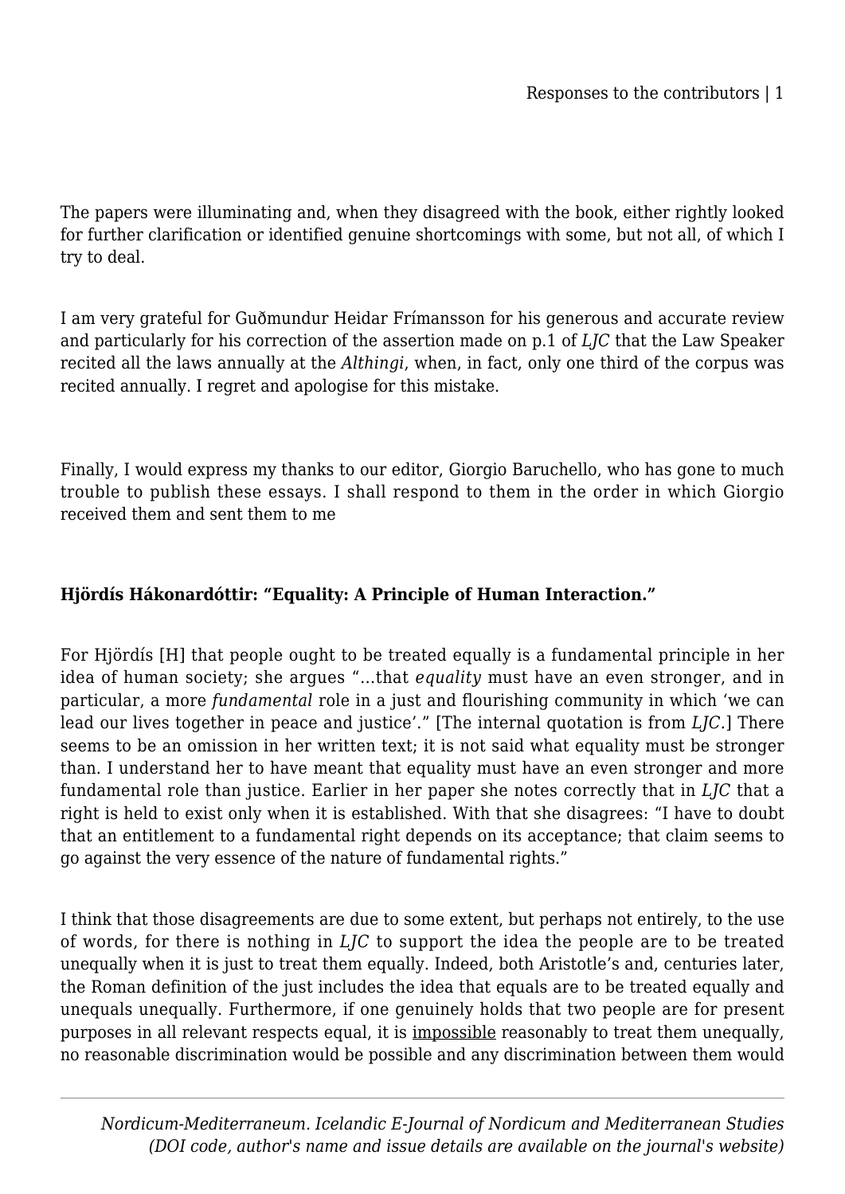The papers were illuminating and, when they disagreed with the book, either rightly looked for further clarification or identified genuine shortcomings with some, but not all, of which I try to deal.

I am very grateful for Guðmundur Heidar Frímansson for his generous and accurate review and particularly for his correction of the assertion made on p.1 of *LJC* that the Law Speaker recited all the laws annually at the *Althingi*, when, in fact, only one third of the corpus was recited annually. I regret and apologise for this mistake.

Finally, I would express my thanks to our editor, Giorgio Baruchello, who has gone to much trouble to publish these essays. I shall respond to them in the order in which Giorgio received them and sent them to me

**Hjördís Hákonardóttir: "Equality: A Principle of Human Interaction."**

For Hjördís [H] that people ought to be treated equally is a fundamental principle in her idea of human society; she argues "…that *equality* must have an even stronger, and in particular, a more *fundamental* role in a just and flourishing community in which 'we can lead our lives together in peace and justice'." [The internal quotation is from *LJC*.] There seems to be an omission in her written text; it is not said what equality must be stronger than. I understand her to have meant that equality must have an even stronger and more fundamental role than justice. Earlier in her paper she notes correctly that in *LJC* that a right is held to exist only when it is established. With that she disagrees: "I have to doubt that an entitlement to a fundamental right depends on its acceptance; that claim seems to go against the very essence of the nature of fundamental rights."

I think that those disagreements are due to some extent, but perhaps not entirely, to the use of words, for there is nothing in *LJC* to support the idea the people are to be treated unequally when it is just to treat them equally. Indeed, both Aristotle's and, centuries later, the Roman definition of the just includes the idea that equals are to be treated equally and unequals unequally. Furthermore, if one genuinely holds that two people are for present purposes in all relevant respects equal, it is <u>impossible</u> reasonably to treat them unequally, no reasonable discrimination would be possible and any discrimination between them would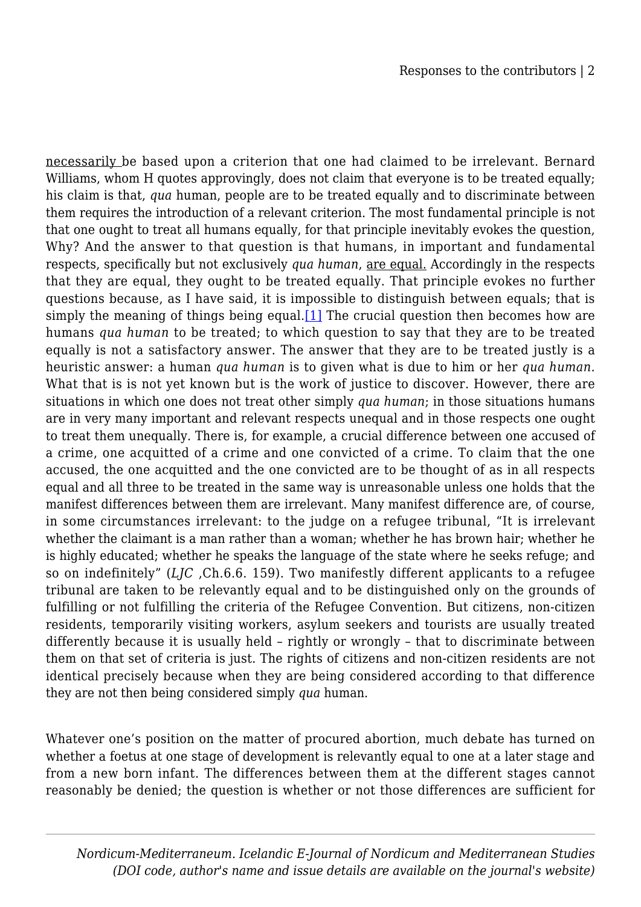necessarily be based upon a criterion that one had claimed to be irrelevant. Bernard Williams, whom H quotes approvingly, does not claim that everyone is to be treated equally; his claim is that, *qua* human, people are to be treated equally and to discriminate between them requires the introduction of a relevant criterion. The most fundamental principle is not that one ought to treat all humans equally, for that principle inevitably evokes the question, Why? And the answer to that question is that humans, in important and fundamental respects, specifically but not exclusively *qua human*, are equal. Accordingly in the respects that they are equal, they ought to be treated equally. That principle evokes no further questions because, as I have said, it is impossible to distinguish between equals; that is simply the meaning of things being equal.[1] The crucial question then becomes how are humans *qua human* to be treated; to which question to say that they are to be treated equally is not a satisfactory answer. The answer that they are to be treated justly is a heuristic answer: a human *qua human* is to given what is due to him or her *qua human.* What that is is not yet known but is the work of justice to discover. However, there are situations in which one does not treat other simply *qua human*; in those situations humans are in very many important and relevant respects unequal and in those respects one ought to treat them unequally. There is, for example, a crucial difference between one accused of a crime, one acquitted of a crime and one convicted of a crime. To claim that the one accused, the one acquitted and the one convicted are to be thought of as in all respects equal and all three to be treated in the same way is unreasonable unless one holds that the manifest differences between them are irrelevant. Many manifest difference are, of course, in some circumstances irrelevant: to the judge on a refugee tribunal, "It is irrelevant whether the claimant is a man rather than a woman; whether he has brown hair; whether he is highly educated; whether he speaks the language of the state where he seeks refuge; and so on indefinitely" (*LJC* ,Ch.6.6. 159). Two manifestly different applicants to a refugee tribunal are taken to be relevantly equal and to be distinguished only on the grounds of fulfilling or not fulfilling the criteria of the Refugee Convention. But citizens, non-citizen residents, temporarily visiting workers, asylum seekers and tourists are usually treated differently because it is usually held – rightly or wrongly – that to discriminate between them on that set of criteria is just. The rights of citizens and non-citizen residents are not identical precisely because when they are being considered according to that difference they are not then being considered simply *qua* human.

Whatever one's position on the matter of procured abortion, much debate has turned on whether a foetus at one stage of development is relevantly equal to one at a later stage and from a new born infant. The differences between them at the different stages cannot reasonably be denied; the question is whether or not those differences are sufficient for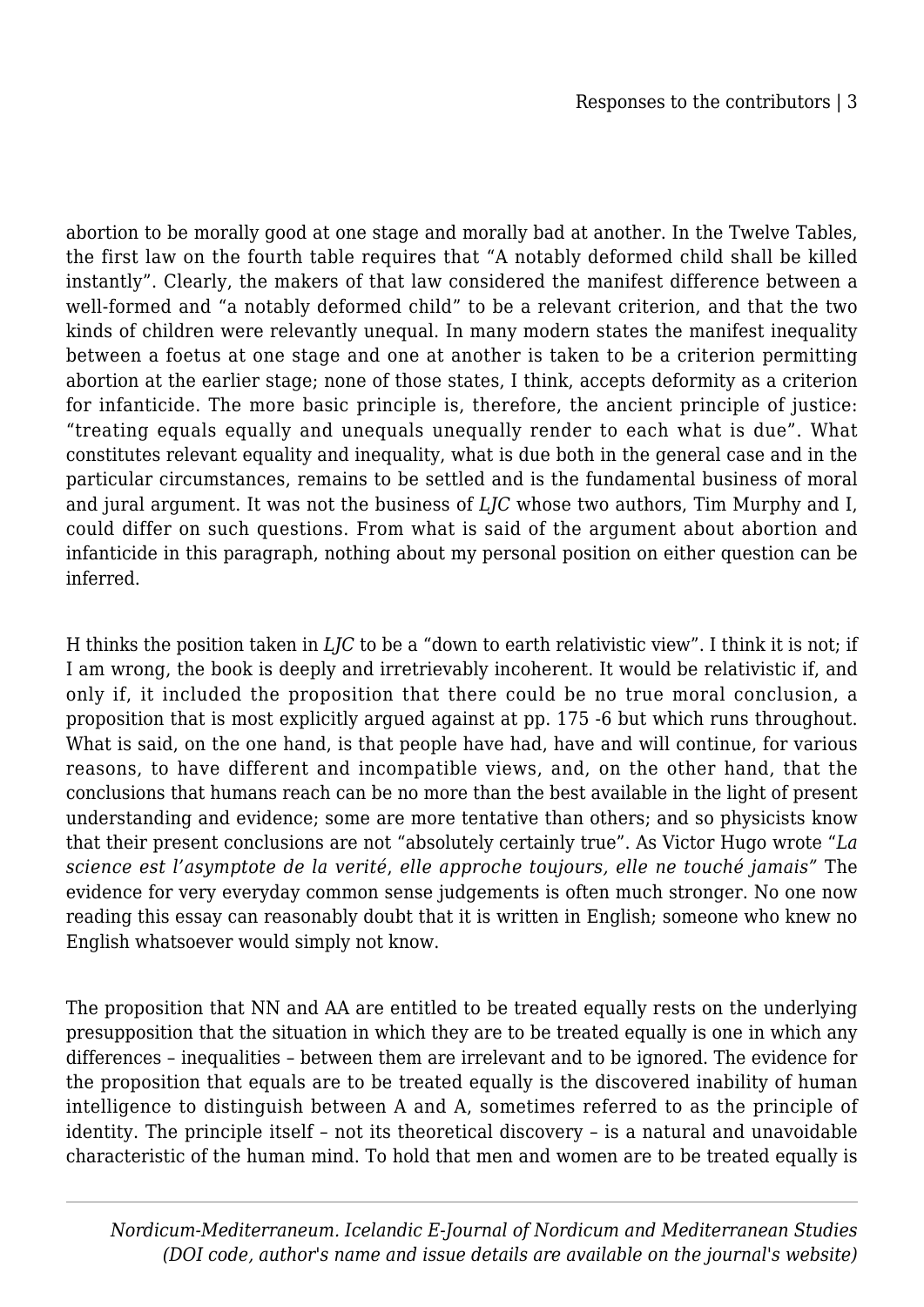abortion to be morally good at one stage and morally bad at another. In the Twelve Tables, the first law on the fourth table requires that "A notably deformed child shall be killed instantly". Clearly, the makers of that law considered the manifest difference between a well-formed and "a notably deformed child" to be a relevant criterion, and that the two kinds of children were relevantly unequal. In many modern states the manifest inequality between a foetus at one stage and one at another is taken to be a criterion permitting abortion at the earlier stage; none of those states, I think, accepts deformity as a criterion for infanticide. The more basic principle is, therefore, the ancient principle of justice: "treating equals equally and unequals unequally render to each what is due". What constitutes relevant equality and inequality, what is due both in the general case and in the particular circumstances, remains to be settled and is the fundamental business of moral and jural argument. It was not the business of *LJC* whose two authors, Tim Murphy and I, could differ on such questions. From what is said of the argument about abortion and infanticide in this paragraph, nothing about my personal position on either question can be inferred.

H thinks the position taken in *LJC* to be a "down to earth relativistic view". I think it is not; if I am wrong, the book is deeply and irretrievably incoherent. It would be relativistic if, and only if, it included the proposition that there could be no true moral conclusion, a proposition that is most explicitly argued against at pp. 175 -6 but which runs throughout. What is said, on the one hand, is that people have had, have and will continue, for various reasons, to have different and incompatible views, and, on the other hand, that the conclusions that humans reach can be no more than the best available in the light of present understanding and evidence; some are more tentative than others; and so physicists know that their present conclusions are not "absolutely certainly true". As Victor Hugo wrote "*La science est l'asymptote de la verité, elle approche toujours, elle ne touché jamais*" The evidence for very everyday common sense judgements is often much stronger. No one now reading this essay can reasonably doubt that it is written in English; someone who knew no English whatsoever would simply not know.

The proposition that NN and AA are entitled to be treated equally rests on the underlying presupposition that the situation in which they are to be treated equally is one in which any differences – inequalities – between them are irrelevant and to be ignored. The evidence for the proposition that equals are to be treated equally is the discovered inability of human intelligence to distinguish between A and A, sometimes referred to as the principle of identity. The principle itself – not its theoretical discovery – is a natural and unavoidable characteristic of the human mind. To hold that men and women are to be treated equally is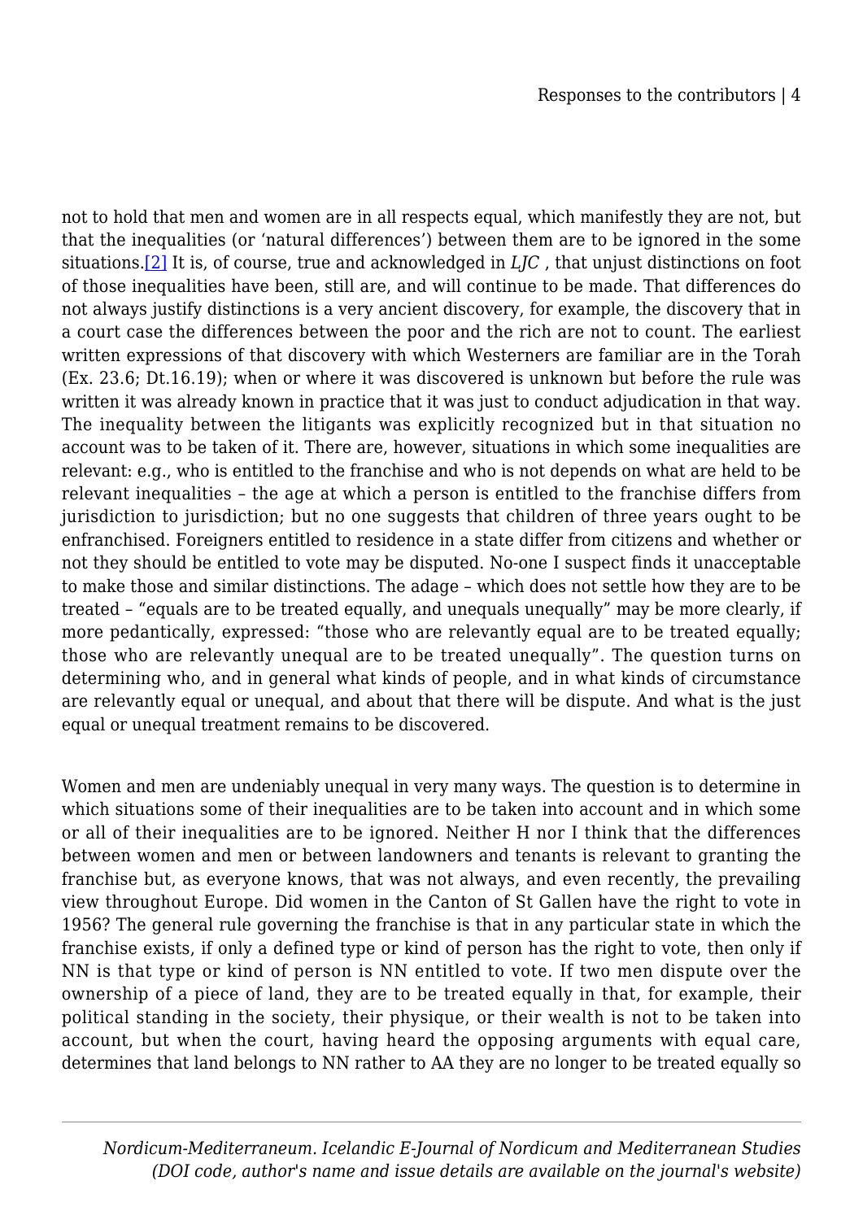not to hold that men and women are in all respects equal, which manifestly they are not, but that the inequalities (or 'natural differences') between them are to be ignored in the some situations.[2] It is, of course, true and acknowledged in *LJC* , that unjust distinctions on foot of those inequalities have been, still are, and will continue to be made. That differences do not always justify distinctions is a very ancient discovery, for example, the discovery that in a court case the differences between the poor and the rich are not to count. The earliest written expressions of that discovery with which Westerners are familiar are in the Torah (Ex. 23.6; Dt.16.19); when or where it was discovered is unknown but before the rule was written it was already known in practice that it was just to conduct adjudication in that way. The inequality between the litigants was explicitly recognized but in that situation no account was to be taken of it. There are, however, situations in which some inequalities are relevant: e.g., who is entitled to the franchise and who is not depends on what are held to be relevant inequalities – the age at which a person is entitled to the franchise differs from jurisdiction to jurisdiction; but no one suggests that children of three years ought to be enfranchised. Foreigners entitled to residence in a state differ from citizens and whether or not they should be entitled to vote may be disputed. No-one I suspect finds it unacceptable to make those and similar distinctions. The adage – which does not settle how they are to be treated – "equals are to be treated equally, and unequals unequally" may be more clearly, if more pedantically, expressed: "those who are relevantly equal are to be treated equally; those who are relevantly unequal are to be treated unequally". The question turns on determining who, and in general what kinds of people, and in what kinds of circumstance are relevantly equal or unequal, and about that there will be dispute. And what is the just equal or unequal treatment remains to be discovered.

Women and men are undeniably unequal in very many ways. The question is to determine in which situations some of their inequalities are to be taken into account and in which some or all of their inequalities are to be ignored. Neither H nor I think that the differences between women and men or between landowners and tenants is relevant to granting the franchise but, as everyone knows, that was not always, and even recently, the prevailing view throughout Europe. Did women in the Canton of St Gallen have the right to vote in 1956? The general rule governing the franchise is that in any particular state in which the franchise exists, if only a defined type or kind of person has the right to vote, then only if NN is that type or kind of person is NN entitled to vote. If two men dispute over the ownership of a piece of land, they are to be treated equally in that, for example, their political standing in the society, their physique, or their wealth is not to be taken into account, but when the court, having heard the opposing arguments with equal care, determines that land belongs to NN rather to AA they are no longer to be treated equally so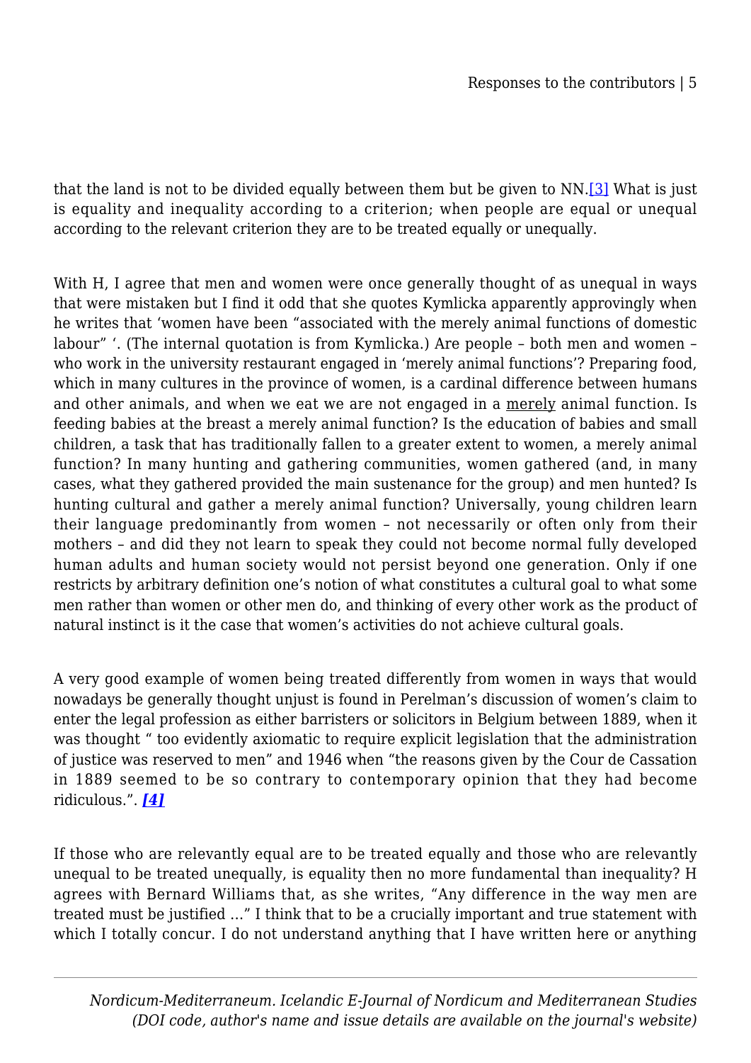that the land is not to be divided equally between them but be given to NN.[3] What is just is equality and inequality according to a criterion; when people are equal or unequal according to the relevant criterion they are to be treated equally or unequally.

With H, I agree that men and women were once generally thought of as unequal in ways that were mistaken but I find it odd that she quotes Kymlicka apparently approvingly when he writes that 'women have been "associated with the merely animal functions of domestic labour" '. (The internal quotation is from Kymlicka.) Are people – both men and women – who work in the university restaurant engaged in 'merely animal functions'? Preparing food, which in many cultures in the province of women, is a cardinal difference between humans and other animals, and when we eat we are not engaged in a <u>merely</u> animal function. Is feeding babies at the breast a merely animal function? Is the education of babies and small children, a task that has traditionally fallen to a greater extent to women, a merely animal function? In many hunting and gathering communities, women gathered (and, in many cases, what they gathered provided the main sustenance for the group) and men hunted? Is hunting cultural and gather a merely animal function? Universally, young children learn their language predominantly from women – not necessarily or often only from their mothers – and did they not learn to speak they could not become normal fully developed human adults and human society would not persist beyond one generation. Only if one restricts by arbitrary definition one's notion of what constitutes a cultural goal to what some men rather than women or other men do, and thinking of every other work as the product of natural instinct is it the case that women's activities do not achieve cultural goals.

A very good example of women being treated differently from women in ways that would nowadays be generally thought unjust is found in Perelman's discussion of women's claim to enter the legal profession as either barristers or solicitors in Belgium between 1889, when it was thought " too evidently axiomatic to require explicit legislation that the administration of justice was reserved to men" and 1946 when "the reasons given by the Cour de Cassation in 1889 seemed to be so contrary to contemporary opinion that they had become ridiculous.". ***[4]***

If those who are relevantly equal are to be treated equally and those who are relevantly unequal to be treated unequally, is equality then no more fundamental than inequality? H agrees with Bernard Williams that, as she writes, "Any difference in the way men are treated must be justified …" I think that to be a crucially important and true statement with which I totally concur. I do not understand anything that I have written here or anything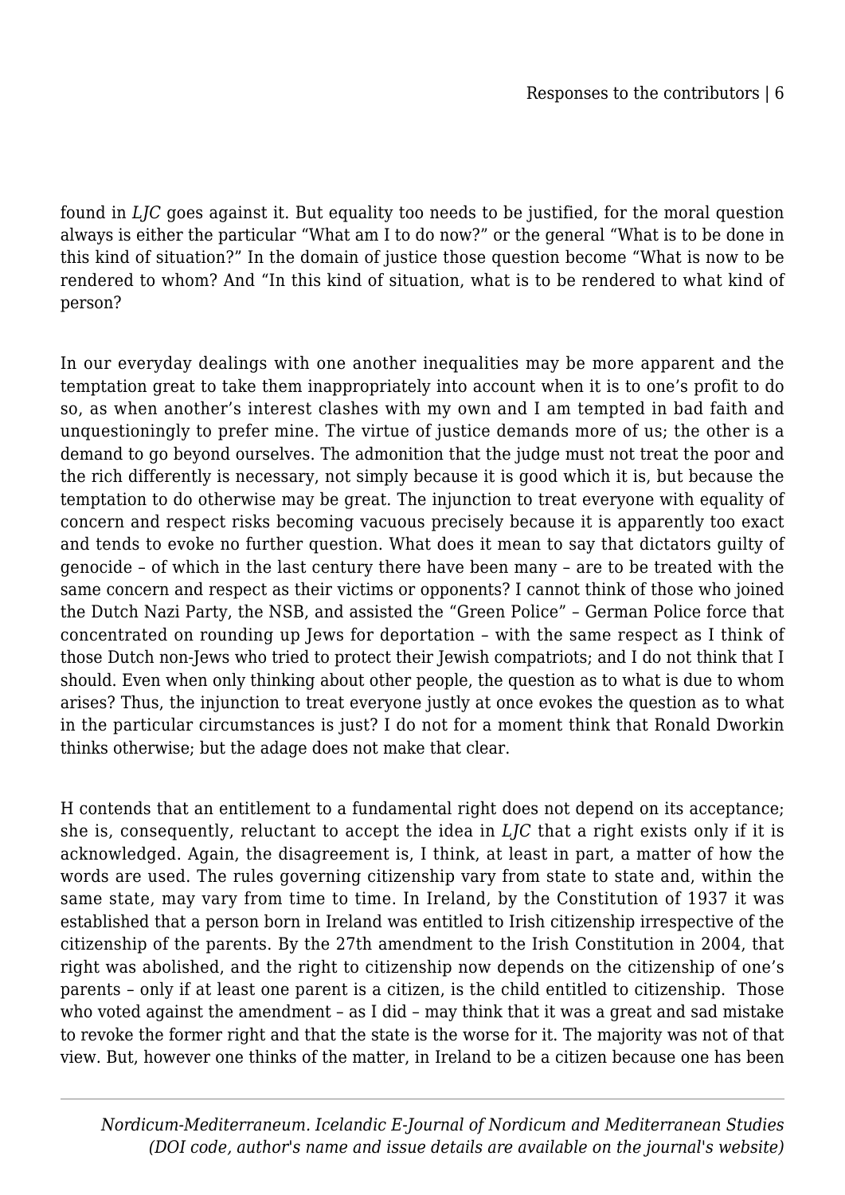found in *LJC* goes against it. But equality too needs to be justified, for the moral question always is either the particular "What am I to do now?" or the general "What is to be done in this kind of situation?" In the domain of justice those question become "What is now to be rendered to whom? And "In this kind of situation, what is to be rendered to what kind of person?

In our everyday dealings with one another inequalities may be more apparent and the temptation great to take them inappropriately into account when it is to one's profit to do so, as when another's interest clashes with my own and I am tempted in bad faith and unquestioningly to prefer mine. The virtue of justice demands more of us; the other is a demand to go beyond ourselves. The admonition that the judge must not treat the poor and the rich differently is necessary, not simply because it is good which it is, but because the temptation to do otherwise may be great. The injunction to treat everyone with equality of concern and respect risks becoming vacuous precisely because it is apparently too exact and tends to evoke no further question. What does it mean to say that dictators guilty of genocide – of which in the last century there have been many – are to be treated with the same concern and respect as their victims or opponents? I cannot think of those who joined the Dutch Nazi Party, the NSB, and assisted the "Green Police" – German Police force that concentrated on rounding up Jews for deportation – with the same respect as I think of those Dutch non-Jews who tried to protect their Jewish compatriots; and I do not think that I should. Even when only thinking about other people, the question as to what is due to whom arises? Thus, the injunction to treat everyone justly at once evokes the question as to what in the particular circumstances is just? I do not for a moment think that Ronald Dworkin thinks otherwise; but the adage does not make that clear.

H contends that an entitlement to a fundamental right does not depend on its acceptance; she is, consequently, reluctant to accept the idea in *LJC* that a right exists only if it is acknowledged. Again, the disagreement is, I think, at least in part, a matter of how the words are used. The rules governing citizenship vary from state to state and, within the same state, may vary from time to time. In Ireland, by the Constitution of 1937 it was established that a person born in Ireland was entitled to Irish citizenship irrespective of the citizenship of the parents. By the 27th amendment to the Irish Constitution in 2004, that right was abolished, and the right to citizenship now depends on the citizenship of one's parents – only if at least one parent is a citizen, is the child entitled to citizenship. Those who voted against the amendment – as I did – may think that it was a great and sad mistake to revoke the former right and that the state is the worse for it. The majority was not of that view. But, however one thinks of the matter, in Ireland to be a citizen because one has been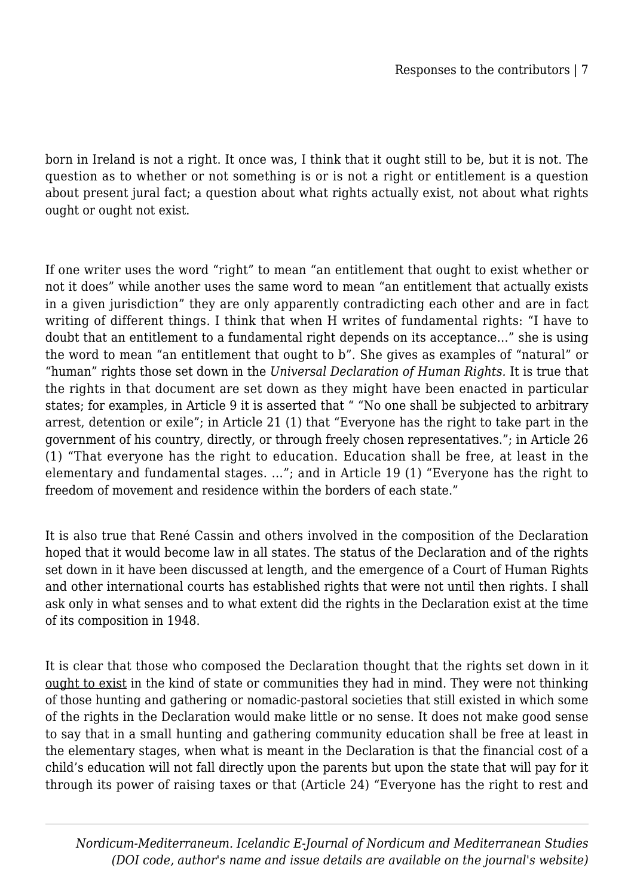born in Ireland is not a right. It once was, I think that it ought still to be, but it is not. The question as to whether or not something is or is not a right or entitlement is a question about present jural fact; a question about what rights actually exist, not about what rights ought or ought not exist.

If one writer uses the word "right" to mean "an entitlement that ought to exist whether or not it does" while another uses the same word to mean "an entitlement that actually exists in a given jurisdiction" they are only apparently contradicting each other and are in fact writing of different things. I think that when H writes of fundamental rights: "I have to doubt that an entitlement to a fundamental right depends on its acceptance…" she is using the word to mean "an entitlement that ought to b". She gives as examples of "natural" or "human" rights those set down in the *Universal Declaration of Human Rights.* It is true that the rights in that document are set down as they might have been enacted in particular states; for examples, in Article 9 it is asserted that " "No one shall be subjected to arbitrary arrest, detention or exile"; in Article 21 (1) that "Everyone has the right to take part in the government of his country, directly, or through freely chosen representatives."; in Article 26 (1) "That everyone has the right to education. Education shall be free, at least in the elementary and fundamental stages. …"; and in Article 19 (1) "Everyone has the right to freedom of movement and residence within the borders of each state."

It is also true that René Cassin and others involved in the composition of the Declaration hoped that it would become law in all states. The status of the Declaration and of the rights set down in it have been discussed at length, and the emergence of a Court of Human Rights and other international courts has established rights that were not until then rights. I shall ask only in what senses and to what extent did the rights in the Declaration exist at the time of its composition in 1948.

It is clear that those who composed the Declaration thought that the rights set down in it ought to exist in the kind of state or communities they had in mind. They were not thinking of those hunting and gathering or nomadic-pastoral societies that still existed in which some of the rights in the Declaration would make little or no sense. It does not make good sense to say that in a small hunting and gathering community education shall be free at least in the elementary stages, when what is meant in the Declaration is that the financial cost of a child's education will not fall directly upon the parents but upon the state that will pay for it through its power of raising taxes or that (Article 24) "Everyone has the right to rest and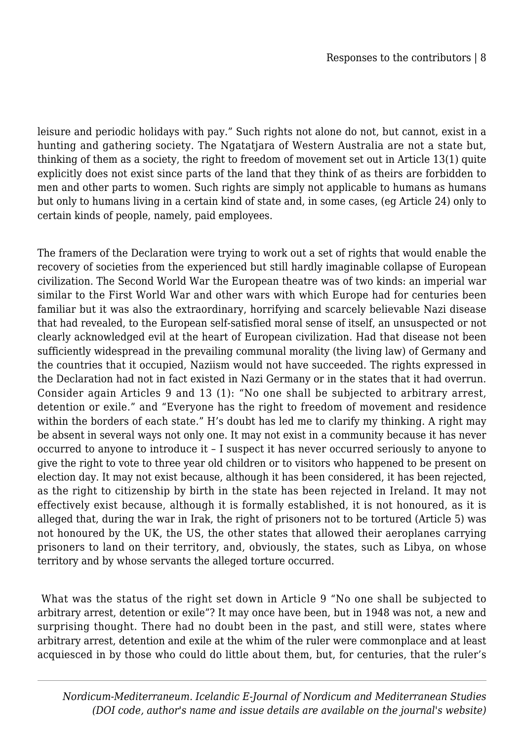leisure and periodic holidays with pay." Such rights not alone do not, but cannot, exist in a hunting and gathering society. The Ngatatjara of Western Australia are not a state but, thinking of them as a society, the right to freedom of movement set out in Article 13(1) quite explicitly does not exist since parts of the land that they think of as theirs are forbidden to men and other parts to women. Such rights are simply not applicable to humans as humans but only to humans living in a certain kind of state and, in some cases, (eg Article 24) only to certain kinds of people, namely, paid employees.

The framers of the Declaration were trying to work out a set of rights that would enable the recovery of societies from the experienced but still hardly imaginable collapse of European civilization. The Second World War the European theatre was of two kinds: an imperial war similar to the First World War and other wars with which Europe had for centuries been familiar but it was also the extraordinary, horrifying and scarcely believable Nazi disease that had revealed, to the European self-satisfied moral sense of itself, an unsuspected or not clearly acknowledged evil at the heart of European civilization. Had that disease not been sufficiently widespread in the prevailing communal morality (the living law) of Germany and the countries that it occupied, Naziism would not have succeeded. The rights expressed in the Declaration had not in fact existed in Nazi Germany or in the states that it had overrun. Consider again Articles 9 and 13 (1): "No one shall be subjected to arbitrary arrest, detention or exile." and "Everyone has the right to freedom of movement and residence within the borders of each state." H's doubt has led me to clarify my thinking. A right may be absent in several ways not only one. It may not exist in a community because it has never occurred to anyone to introduce it – I suspect it has never occurred seriously to anyone to give the right to vote to three year old children or to visitors who happened to be present on election day. It may not exist because, although it has been considered, it has been rejected, as the right to citizenship by birth in the state has been rejected in Ireland. It may not effectively exist because, although it is formally established, it is not honoured, as it is alleged that, during the war in Irak, the right of prisoners not to be tortured (Article 5) was not honoured by the UK, the US, the other states that allowed their aeroplanes carrying prisoners to land on their territory, and, obviously, the states, such as Libya, on whose territory and by whose servants the alleged torture occurred.

What was the status of the right set down in Article 9 "No one shall be subjected to arbitrary arrest, detention or exile"? It may once have been, but in 1948 was not, a new and surprising thought. There had no doubt been in the past, and still were, states where arbitrary arrest, detention and exile at the whim of the ruler were commonplace and at least acquiesced in by those who could do little about them, but, for centuries, that the ruler's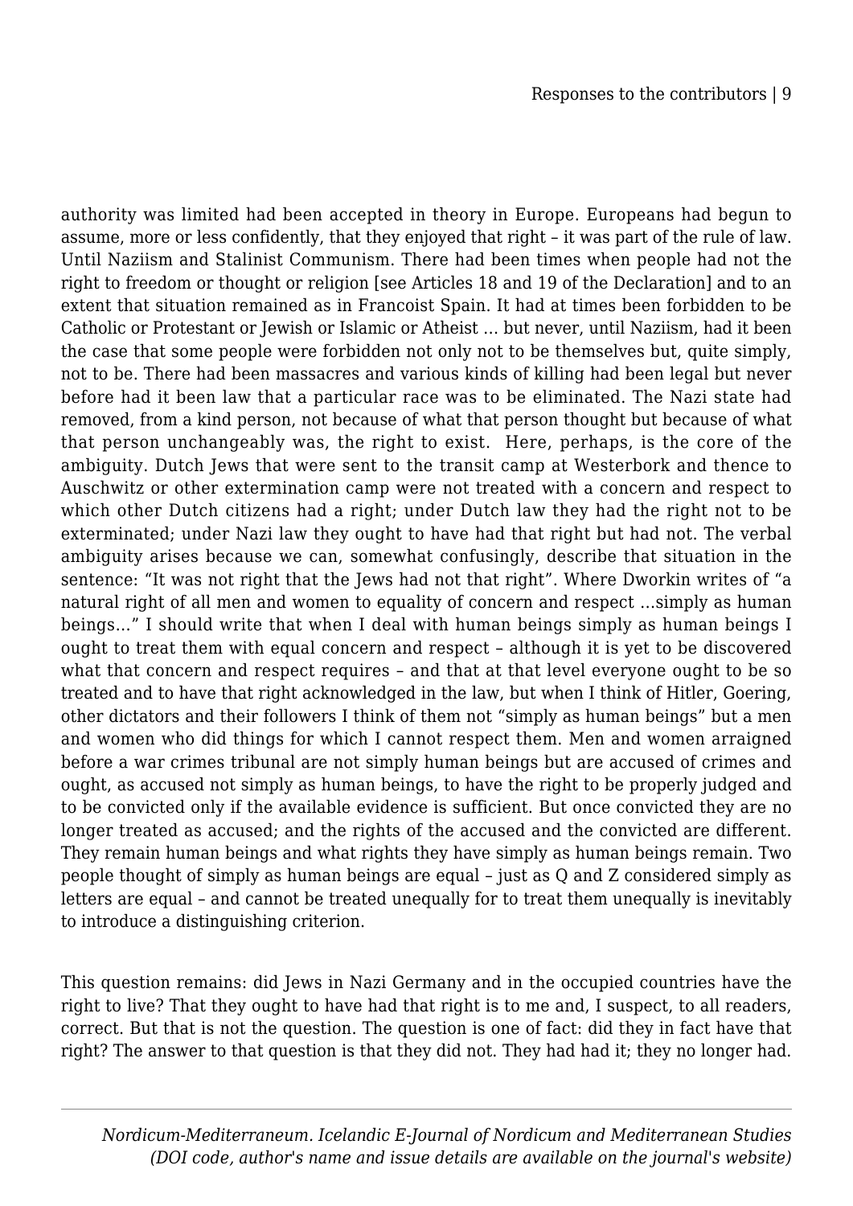authority was limited had been accepted in theory in Europe. Europeans had begun to assume, more or less confidently, that they enjoyed that right – it was part of the rule of law. Until Naziism and Stalinist Communism. There had been times when people had not the right to freedom or thought or religion [see Articles 18 and 19 of the Declaration] and to an extent that situation remained as in Francoist Spain. It had at times been forbidden to be Catholic or Protestant or Jewish or Islamic or Atheist … but never, until Naziism, had it been the case that some people were forbidden not only not to be themselves but, quite simply, not to be. There had been massacres and various kinds of killing had been legal but never before had it been law that a particular race was to be eliminated. The Nazi state had removed, from a kind person, not because of what that person thought but because of what that person unchangeably was, the right to exist. Here, perhaps, is the core of the ambiguity. Dutch Jews that were sent to the transit camp at Westerbork and thence to Auschwitz or other extermination camp were not treated with a concern and respect to which other Dutch citizens had a right; under Dutch law they had the right not to be exterminated; under Nazi law they ought to have had that right but had not. The verbal ambiguity arises because we can, somewhat confusingly, describe that situation in the sentence: "It was not right that the Jews had not that right". Where Dworkin writes of "a natural right of all men and women to equality of concern and respect …simply as human beings…" I should write that when I deal with human beings simply as human beings I ought to treat them with equal concern and respect – although it is yet to be discovered what that concern and respect requires – and that at that level everyone ought to be so treated and to have that right acknowledged in the law, but when I think of Hitler, Goering, other dictators and their followers I think of them not "simply as human beings" but a men and women who did things for which I cannot respect them. Men and women arraigned before a war crimes tribunal are not simply human beings but are accused of crimes and ought, as accused not simply as human beings, to have the right to be properly judged and to be convicted only if the available evidence is sufficient. But once convicted they are no longer treated as accused; and the rights of the accused and the convicted are different. They remain human beings and what rights they have simply as human beings remain. Two people thought of simply as human beings are equal – just as Q and Z considered simply as letters are equal – and cannot be treated unequally for to treat them unequally is inevitably to introduce a distinguishing criterion.

This question remains: did Jews in Nazi Germany and in the occupied countries have the right to live? That they ought to have had that right is to me and, I suspect, to all readers, correct. But that is not the question. The question is one of fact: did they in fact have that right? The answer to that question is that they did not. They had had it; they no longer had.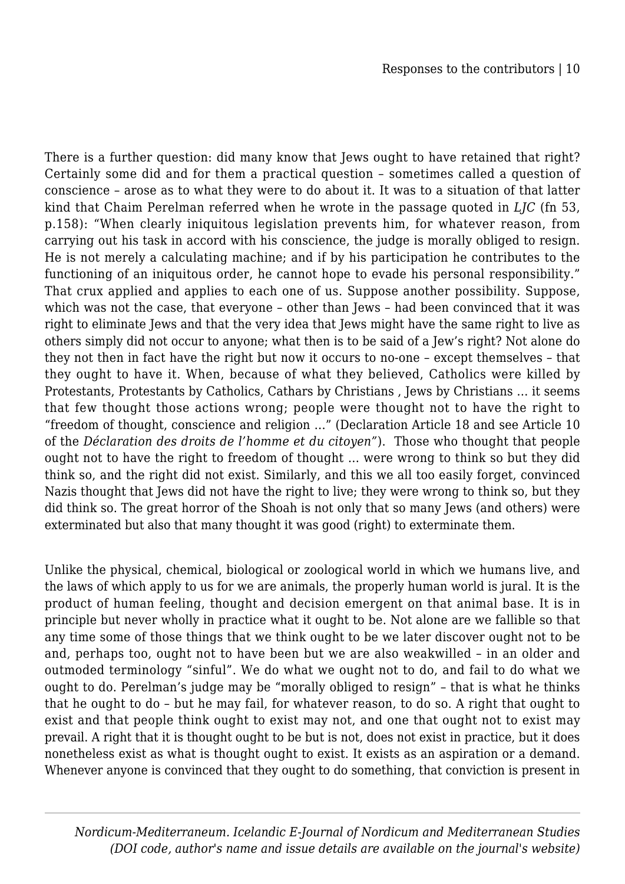There is a further question: did many know that Jews ought to have retained that right? Certainly some did and for them a practical question – sometimes called a question of conscience – arose as to what they were to do about it. It was to a situation of that latter kind that Chaim Perelman referred when he wrote in the passage quoted in *LJC* (fn 53, p.158): "When clearly iniquitous legislation prevents him, for whatever reason, from carrying out his task in accord with his conscience, the judge is morally obliged to resign. He is not merely a calculating machine; and if by his participation he contributes to the functioning of an iniquitous order, he cannot hope to evade his personal responsibility." That crux applied and applies to each one of us. Suppose another possibility. Suppose, which was not the case, that everyone – other than Jews – had been convinced that it was right to eliminate Jews and that the very idea that Jews might have the same right to live as others simply did not occur to anyone; what then is to be said of a Jew's right? Not alone do they not then in fact have the right but now it occurs to no-one – except themselves – that they ought to have it. When, because of what they believed, Catholics were killed by Protestants, Protestants by Catholics, Cathars by Christians , Jews by Christians … it seems that few thought those actions wrong; people were thought not to have the right to "freedom of thought, conscience and religion …" (Declaration Article 18 and see Article 10 of the *Déclaration des droits de l'homme et du citoyen"*). Those who thought that people ought not to have the right to freedom of thought … were wrong to think so but they did think so, and the right did not exist. Similarly, and this we all too easily forget, convinced Nazis thought that Jews did not have the right to live; they were wrong to think so, but they did think so. The great horror of the Shoah is not only that so many Jews (and others) were exterminated but also that many thought it was good (right) to exterminate them.

Unlike the physical, chemical, biological or zoological world in which we humans live, and the laws of which apply to us for we are animals, the properly human world is jural. It is the product of human feeling, thought and decision emergent on that animal base. It is in principle but never wholly in practice what it ought to be. Not alone are we fallible so that any time some of those things that we think ought to be we later discover ought not to be and, perhaps too, ought not to have been but we are also weakwilled – in an older and outmoded terminology "sinful". We do what we ought not to do, and fail to do what we ought to do. Perelman's judge may be "morally obliged to resign" – that is what he thinks that he ought to do – but he may fail, for whatever reason, to do so. A right that ought to exist and that people think ought to exist may not, and one that ought not to exist may prevail. A right that it is thought ought to be but is not, does not exist in practice, but it does nonetheless exist as what is thought ought to exist. It exists as an aspiration or a demand. Whenever anyone is convinced that they ought to do something, that conviction is present in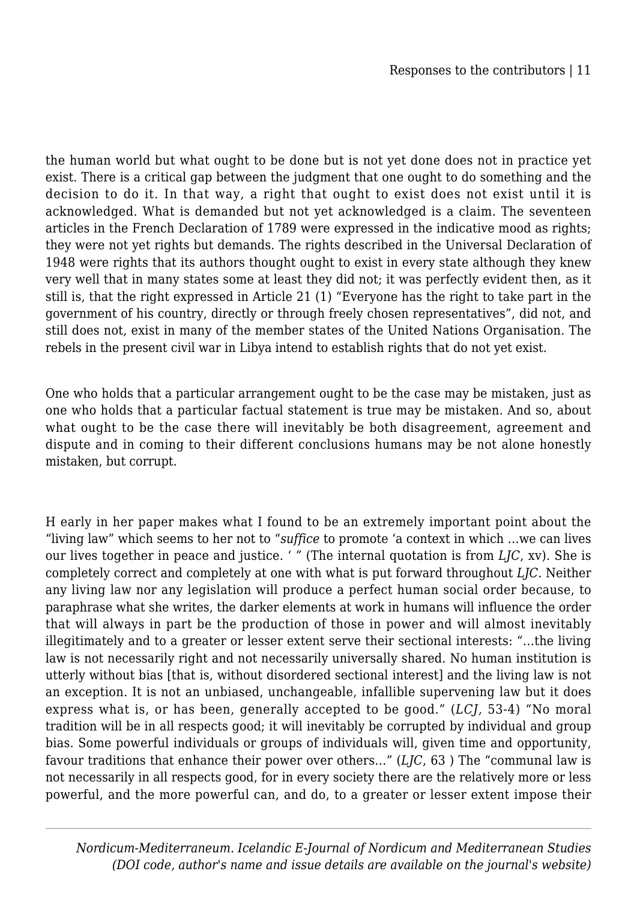the human world but what ought to be done but is not yet done does not in practice yet exist. There is a critical gap between the judgment that one ought to do something and the decision to do it. In that way, a right that ought to exist does not exist until it is acknowledged. What is demanded but not yet acknowledged is a claim. The seventeen articles in the French Declaration of 1789 were expressed in the indicative mood as rights; they were not yet rights but demands. The rights described in the Universal Declaration of 1948 were rights that its authors thought ought to exist in every state although they knew very well that in many states some at least they did not; it was perfectly evident then, as it still is, that the right expressed in Article 21 (1) "Everyone has the right to take part in the government of his country, directly or through freely chosen representatives", did not, and still does not, exist in many of the member states of the United Nations Organisation. The rebels in the present civil war in Libya intend to establish rights that do not yet exist.

One who holds that a particular arrangement ought to be the case may be mistaken, just as one who holds that a particular factual statement is true may be mistaken. And so, about what ought to be the case there will inevitably be both disagreement, agreement and dispute and in coming to their different conclusions humans may be not alone honestly mistaken, but corrupt.

H early in her paper makes what I found to be an extremely important point about the "living law" which seems to her not to "*suffice* to promote 'a context in which ...we can lives our lives together in peace and justice. ' " (The internal quotation is from *LJC*, xv). She is completely correct and completely at one with what is put forward throughout *LJC.* Neither any living law nor any legislation will produce a perfect human social order because, to paraphrase what she writes, the darker elements at work in humans will influence the order that will always in part be the production of those in power and will almost inevitably illegitimately and to a greater or lesser extent serve their sectional interests: "...the living law is not necessarily right and not necessarily universally shared. No human institution is utterly without bias [that is, without disordered sectional interest] and the living law is not an exception. It is not an unbiased, unchangeable, infallible supervening law but it does express what is, or has been, generally accepted to be good." (*LCJ,* 53-4) "No moral tradition will be in all respects good; it will inevitably be corrupted by individual and group bias. Some powerful individuals or groups of individuals will, given time and opportunity, favour traditions that enhance their power over others..." (*LJC*, 63 ) The "communal law is not necessarily in all respects good, for in every society there are the relatively more or less powerful, and the more powerful can, and do, to a greater or lesser extent impose their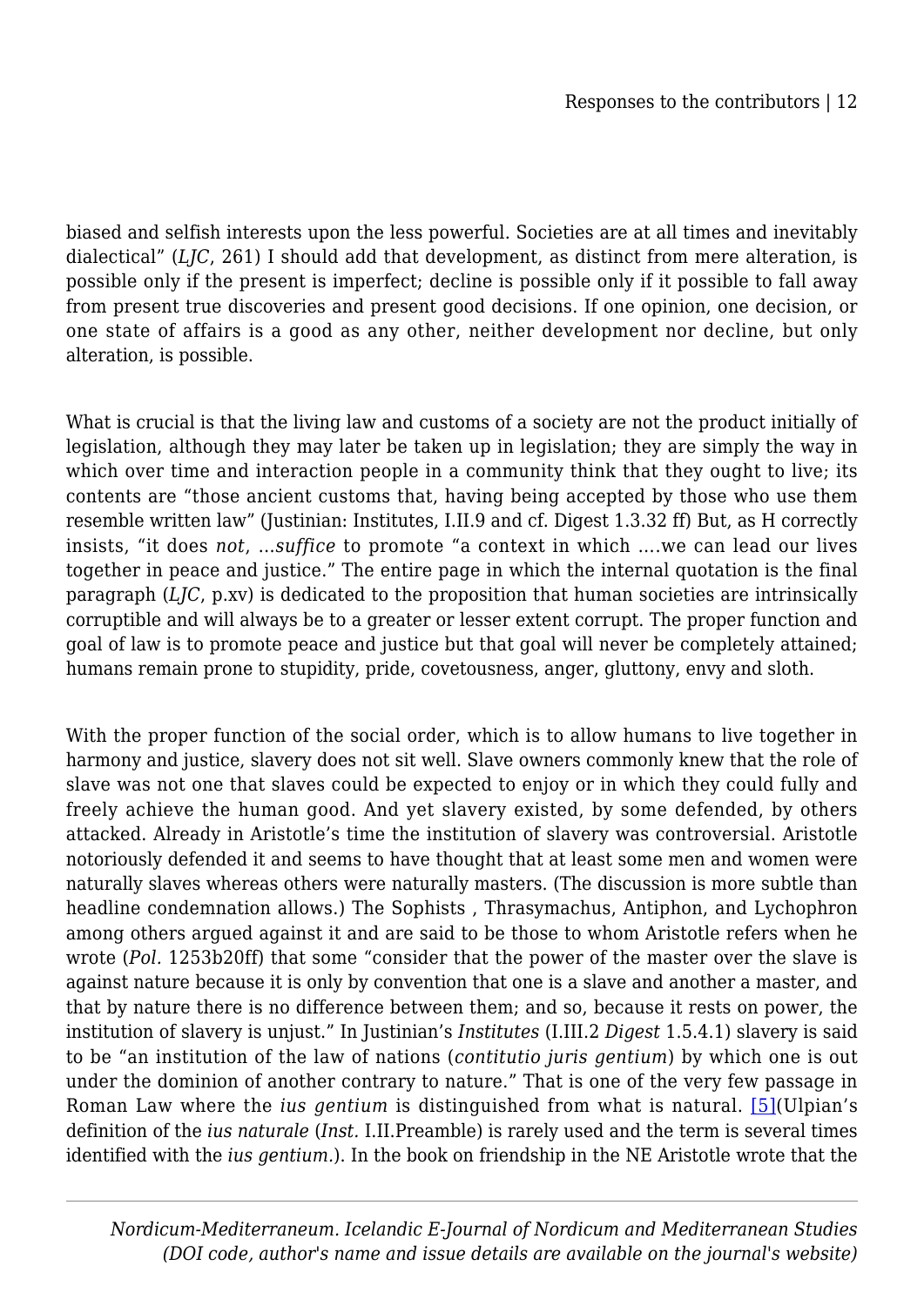biased and selfish interests upon the less powerful. Societies are at all times and inevitably dialectical" (*LJC*, 261) I should add that development, as distinct from mere alteration, is possible only if the present is imperfect; decline is possible only if it possible to fall away from present true discoveries and present good decisions. If one opinion, one decision, or one state of affairs is a good as any other, neither development nor decline, but only alteration, is possible.

What is crucial is that the living law and customs of a society are not the product initially of legislation, although they may later be taken up in legislation; they are simply the way in which over time and interaction people in a community think that they ought to live; its contents are "those ancient customs that, having being accepted by those who use them resemble written law" (Justinian: Institutes, I.II.9 and cf. Digest 1.3.32 ff) But, as H correctly insists, "it does *not*, …*suffice* to promote "a context in which ….we can lead our lives together in peace and justice." The entire page in which the internal quotation is the final paragraph (*LJC*, p.xv) is dedicated to the proposition that human societies are intrinsically corruptible and will always be to a greater or lesser extent corrupt. The proper function and goal of law is to promote peace and justice but that goal will never be completely attained; humans remain prone to stupidity, pride, covetousness, anger, gluttony, envy and sloth.

With the proper function of the social order, which is to allow humans to live together in harmony and justice, slavery does not sit well. Slave owners commonly knew that the role of slave was not one that slaves could be expected to enjoy or in which they could fully and freely achieve the human good. And yet slavery existed, by some defended, by others attacked. Already in Aristotle's time the institution of slavery was controversial. Aristotle notoriously defended it and seems to have thought that at least some men and women were naturally slaves whereas others were naturally masters. (The discussion is more subtle than headline condemnation allows.) The Sophists , Thrasymachus, Antiphon, and Lychophron among others argued against it and are said to be those to whom Aristotle refers when he wrote (*Pol.* 1253b20ff) that some "consider that the power of the master over the slave is against nature because it is only by convention that one is a slave and another a master, and that by nature there is no difference between them; and so, because it rests on power, the institution of slavery is unjust." In Justinian's *Institutes* (I.III.2 *Digest* 1.5.4.1) slavery is said to be "an institution of the law of nations (*contitutio juris gentium*) by which one is out under the dominion of another contrary to nature." That is one of the very few passage in Roman Law where the *ius gentium* is distinguished from what is natural. [5](Ulpian's definition of the *ius naturale* (*Inst.* I.II.Preamble) is rarely used and the term is several times identified with the *ius gentium*.). In the book on friendship in the NE Aristotle wrote that the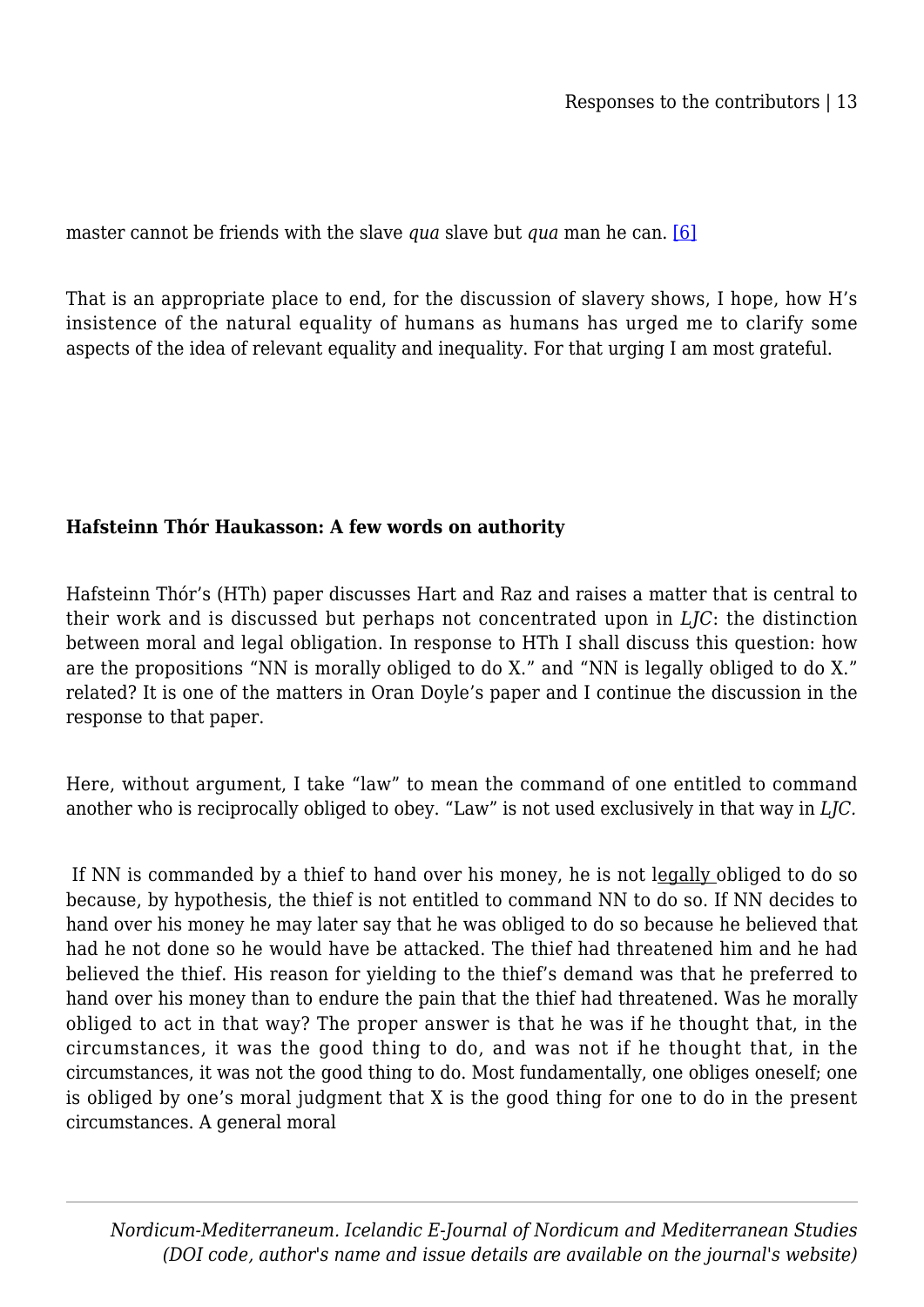master cannot be friends with the slave *qua* slave but *qua* man he can. [6]

That is an appropriate place to end, for the discussion of slavery shows, I hope, how H's insistence of the natural equality of humans as humans has urged me to clarify some aspects of the idea of relevant equality and inequality. For that urging I am most grateful.

**Hafsteinn Thór Haukasson: A few words on authority**

Hafsteinn Thór's (HTh) paper discusses Hart and Raz and raises a matter that is central to their work and is discussed but perhaps not concentrated upon in *LJC*: the distinction between moral and legal obligation. In response to HTh I shall discuss this question: how are the propositions "NN is morally obliged to do X." and "NN is legally obliged to do X." related? It is one of the matters in Oran Doyle's paper and I continue the discussion in the response to that paper.

Here, without argument, I take "law" to mean the command of one entitled to command another who is reciprocally obliged to obey. "Law" is not used exclusively in that way in *LJC*.

If NN is commanded by a thief to hand over his money, he is not legally obliged to do so because, by hypothesis, the thief is not entitled to command NN to do so. If NN decides to hand over his money he may later say that he was obliged to do so because he believed that had he not done so he would have be attacked. The thief had threatened him and he had believed the thief. His reason for yielding to the thief's demand was that he preferred to hand over his money than to endure the pain that the thief had threatened. Was he morally obliged to act in that way? The proper answer is that he was if he thought that, in the circumstances, it was the good thing to do, and was not if he thought that, in the circumstances, it was not the good thing to do. Most fundamentally, one obliges oneself; one is obliged by one's moral judgment that X is the good thing for one to do in the present circumstances. A general moral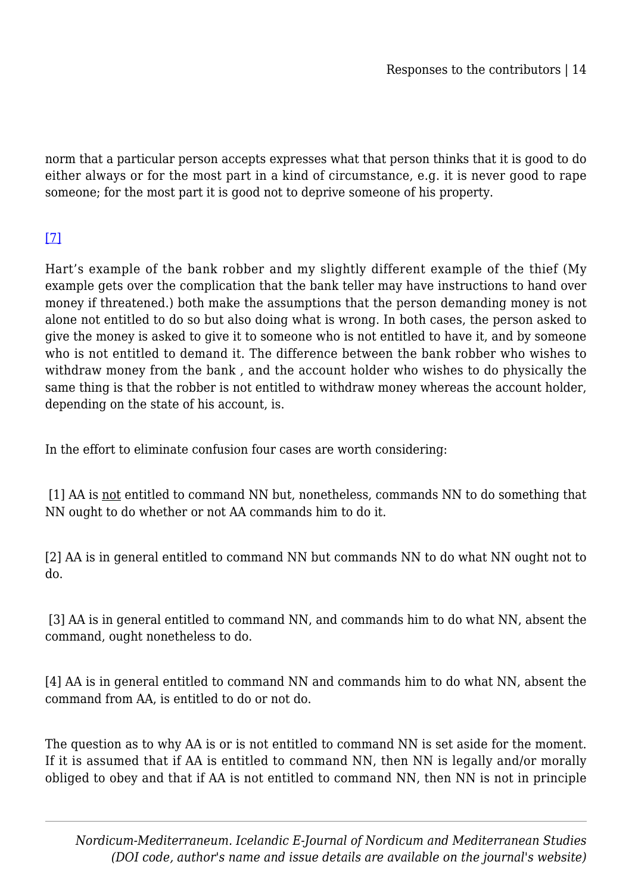norm that a particular person accepts expresses what that person thinks that it is good to do either always or for the most part in a kind of circumstance, e.g. it is never good to rape someone; for the most part it is good not to deprive someone of his property.

[7]

Hart's example of the bank robber and my slightly different example of the thief (My example gets over the complication that the bank teller may have instructions to hand over money if threatened.) both make the assumptions that the person demanding money is not alone not entitled to do so but also doing what is wrong. In both cases, the person asked to give the money is asked to give it to someone who is not entitled to have it, and by someone who is not entitled to demand it. The difference between the bank robber who wishes to withdraw money from the bank , and the account holder who wishes to do physically the same thing is that the robber is not entitled to withdraw money whereas the account holder, depending on the state of his account, is.

In the effort to eliminate confusion four cases are worth considering:

[1] AA is <u>not</u> entitled to command NN but, nonetheless, commands NN to do something that NN ought to do whether or not AA commands him to do it.

[2] AA is in general entitled to command NN but commands NN to do what NN ought not to do.

[3] AA is in general entitled to command NN, and commands him to do what NN, absent the command, ought nonetheless to do.

[4] AA is in general entitled to command NN and commands him to do what NN, absent the command from AA, is entitled to do or not do.

The question as to why AA is or is not entitled to command NN is set aside for the moment. If it is assumed that if AA is entitled to command NN, then NN is legally and/or morally obliged to obey and that if AA is not entitled to command NN, then NN is not in principle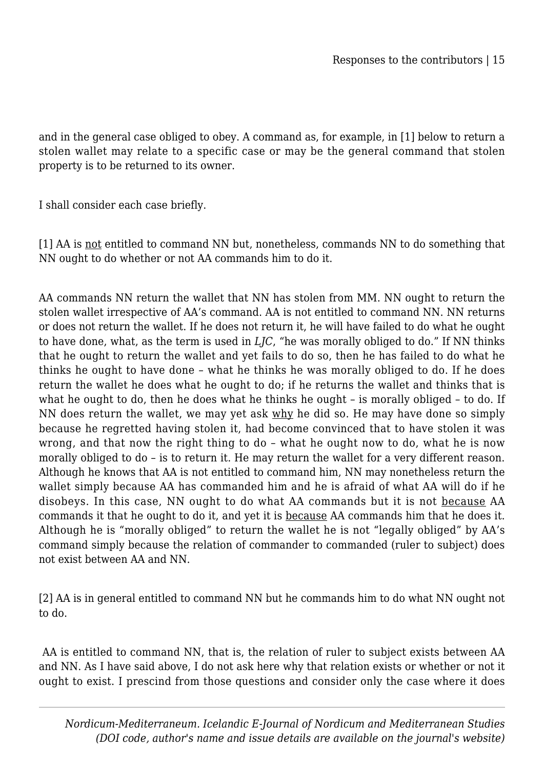and in the general case obliged to obey. A command as, for example, in [1] below to return a stolen wallet may relate to a specific case or may be the general command that stolen property is to be returned to its owner.

I shall consider each case briefly.

[1] AA is <u>not</u> entitled to command NN but, nonetheless, commands NN to do something that NN ought to do whether or not AA commands him to do it.

AA commands NN return the wallet that NN has stolen from MM. NN ought to return the stolen wallet irrespective of AA's command. AA is not entitled to command NN. NN returns or does not return the wallet. If he does not return it, he will have failed to do what he ought to have done, what, as the term is used in *LJC*, "he was morally obliged to do." If NN thinks that he ought to return the wallet and yet fails to do so, then he has failed to do what he thinks he ought to have done – what he thinks he was morally obliged to do. If he does return the wallet he does what he ought to do; if he returns the wallet and thinks that is what he ought to do, then he does what he thinks he ought – is morally obliged – to do. If NN does return the wallet, we may yet ask <u>why</u> he did so. He may have done so simply because he regretted having stolen it, had become convinced that to have stolen it was wrong, and that now the right thing to do – what he ought now to do, what he is now morally obliged to do – is to return it. He may return the wallet for a very different reason. Although he knows that AA is not entitled to command him, NN may nonetheless return the wallet simply because AA has commanded him and he is afraid of what AA will do if he disobeys. In this case, NN ought to do what AA commands but it is not <u>because</u> AA commands it that he ought to do it, and yet it is <u>because</u> AA commands him that he does it. Although he is "morally obliged" to return the wallet he is not "legally obliged" by AA's command simply because the relation of commander to commanded (ruler to subject) does not exist between AA and NN.

[2] AA is in general entitled to command NN but he commands him to do what NN ought not to do.

AA is entitled to command NN, that is, the relation of ruler to subject exists between AA and NN. As I have said above, I do not ask here why that relation exists or whether or not it ought to exist. I prescind from those questions and consider only the case where it does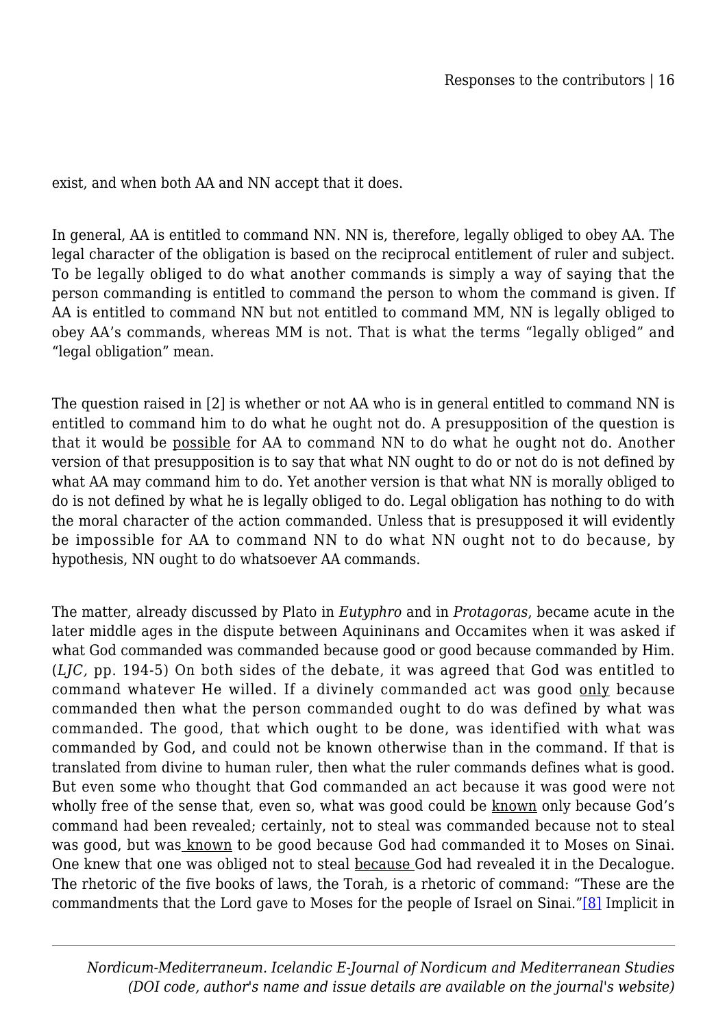exist, and when both AA and NN accept that it does.

In general, AA is entitled to command NN. NN is, therefore, legally obliged to obey AA. The legal character of the obligation is based on the reciprocal entitlement of ruler and subject. To be legally obliged to do what another commands is simply a way of saying that the person commanding is entitled to command the person to whom the command is given. If AA is entitled to command NN but not entitled to command MM, NN is legally obliged to obey AA's commands, whereas MM is not. That is what the terms "legally obliged" and "legal obligation" mean.

The question raised in [2] is whether or not AA who is in general entitled to command NN is entitled to command him to do what he ought not do. A presupposition of the question is that it would be <u>possible</u> for AA to command NN to do what he ought not do. Another version of that presupposition is to say that what NN ought to do or not do is not defined by what AA may command him to do. Yet another version is that what NN is morally obliged to do is not defined by what he is legally obliged to do. Legal obligation has nothing to do with the moral character of the action commanded. Unless that is presupposed it will evidently be impossible for AA to command NN to do what NN ought not to do because, by hypothesis, NN ought to do whatsoever AA commands.

The matter, already discussed by Plato in *Eutyphro* and in *Protagoras*, became acute in the later middle ages in the dispute between Aquininans and Occamites when it was asked if what God commanded was commanded because good or good because commanded by Him. (*LJC*, pp. 194-5) On both sides of the debate, it was agreed that God was entitled to command whatever He willed. If a divinely commanded act was good <u>only</u> because commanded then what the person commanded ought to do was defined by what was commanded. The good, that which ought to be done, was identified with what was commanded by God, and could not be known otherwise than in the command. If that is translated from divine to human ruler, then what the ruler commands defines what is good. But even some who thought that God commanded an act because it was good were not wholly free of the sense that, even so, what was good could be <u>known</u> only because God's command had been revealed; certainly, not to steal was commanded because not to steal was good, but was <u>known</u> to be good because God had commanded it to Moses on Sinai. One knew that one was obliged not to steal <u>because</u> God had revealed it in the Decalogue. The rhetoric of the five books of laws, the Torah, is a rhetoric of command: "These are the commandments that the Lord gave to Moses for the people of Israel on Sinai."[8] Implicit in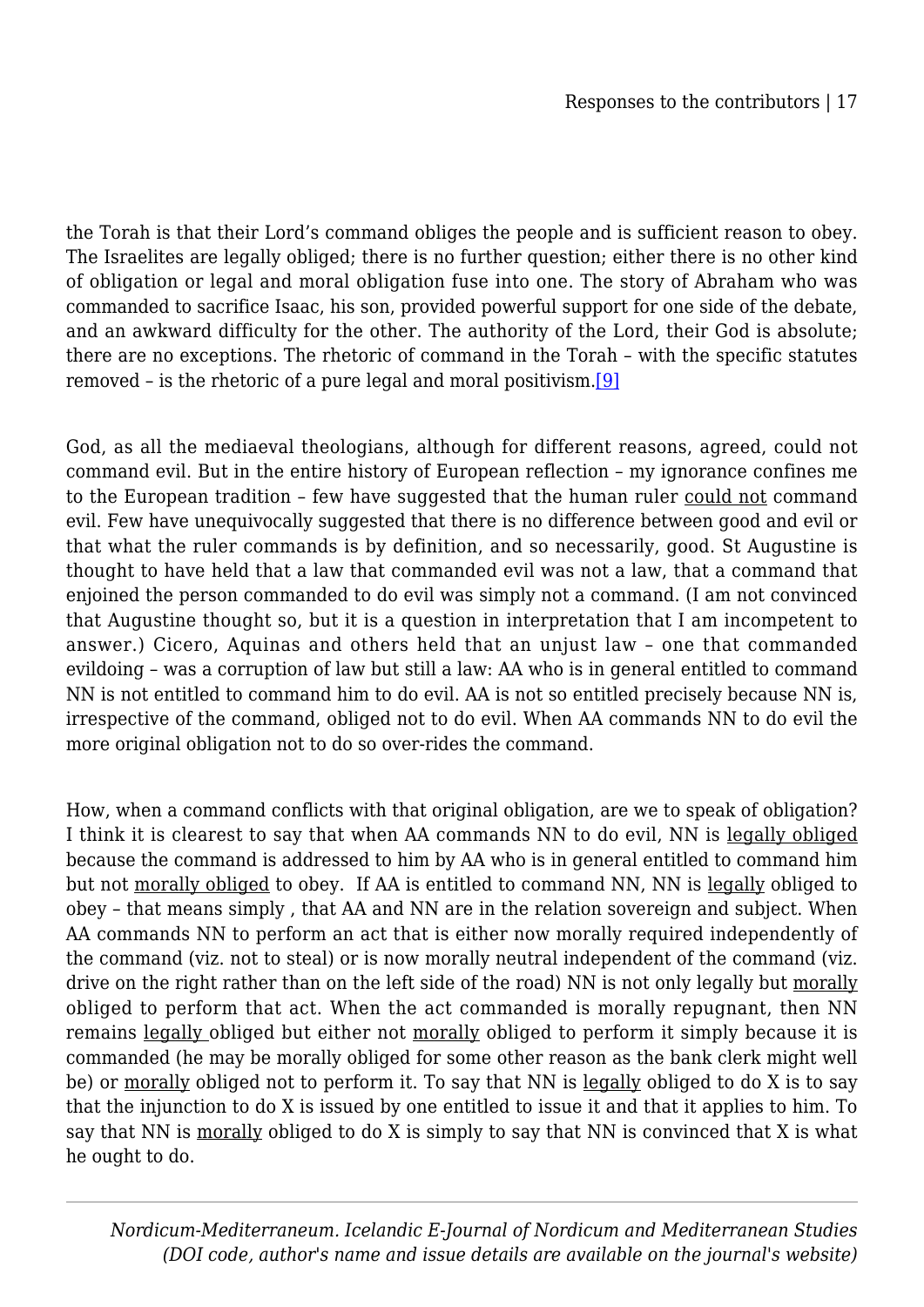the Torah is that their Lord's command obliges the people and is sufficient reason to obey. The Israelites are legally obliged; there is no further question; either there is no other kind of obligation or legal and moral obligation fuse into one. The story of Abraham who was commanded to sacrifice Isaac, his son, provided powerful support for one side of the debate, and an awkward difficulty for the other. The authority of the Lord, their God is absolute; there are no exceptions. The rhetoric of command in the Torah – with the specific statutes removed – is the rhetoric of a pure legal and moral positivism.[9]

God, as all the mediaeval theologians, although for different reasons, agreed, could not command evil. But in the entire history of European reflection – my ignorance confines me to the European tradition – few have suggested that the human ruler <u>could not</u> command evil. Few have unequivocally suggested that there is no difference between good and evil or that what the ruler commands is by definition, and so necessarily, good. St Augustine is thought to have held that a law that commanded evil was not a law, that a command that enjoined the person commanded to do evil was simply not a command. (I am not convinced that Augustine thought so, but it is a question in interpretation that I am incompetent to answer.) Cicero, Aquinas and others held that an unjust law – one that commanded evildoing – was a corruption of law but still a law: AA who is in general entitled to command NN is not entitled to command him to do evil. AA is not so entitled precisely because NN is, irrespective of the command, obliged not to do evil. When AA commands NN to do evil the more original obligation not to do so over-rides the command.

How, when a command conflicts with that original obligation, are we to speak of obligation? I think it is clearest to say that when AA commands NN to do evil, NN is <u>legally obliged</u> because the command is addressed to him by AA who is in general entitled to command him but not <u>morally obliged</u> to obey. If AA is entitled to command NN, NN is <u>legally</u> obliged to obey – that means simply , that AA and NN are in the relation sovereign and subject. When AA commands NN to perform an act that is either now morally required independently of the command (viz. not to steal) or is now morally neutral independent of the command (viz. drive on the right rather than on the left side of the road) NN is not only legally but <u>morally</u> obliged to perform that act. When the act commanded is morally repugnant, then NN remains <u>legally</u> obliged but either not <u>morally</u> obliged to perform it simply because it is commanded (he may be morally obliged for some other reason as the bank clerk might well be) or <u>morally</u> obliged not to perform it. To say that NN is <u>legally</u> obliged to do X is to say that the injunction to do X is issued by one entitled to issue it and that it applies to him. To say that NN is <u>morally</u> obliged to do X is simply to say that NN is convinced that X is what he ought to do.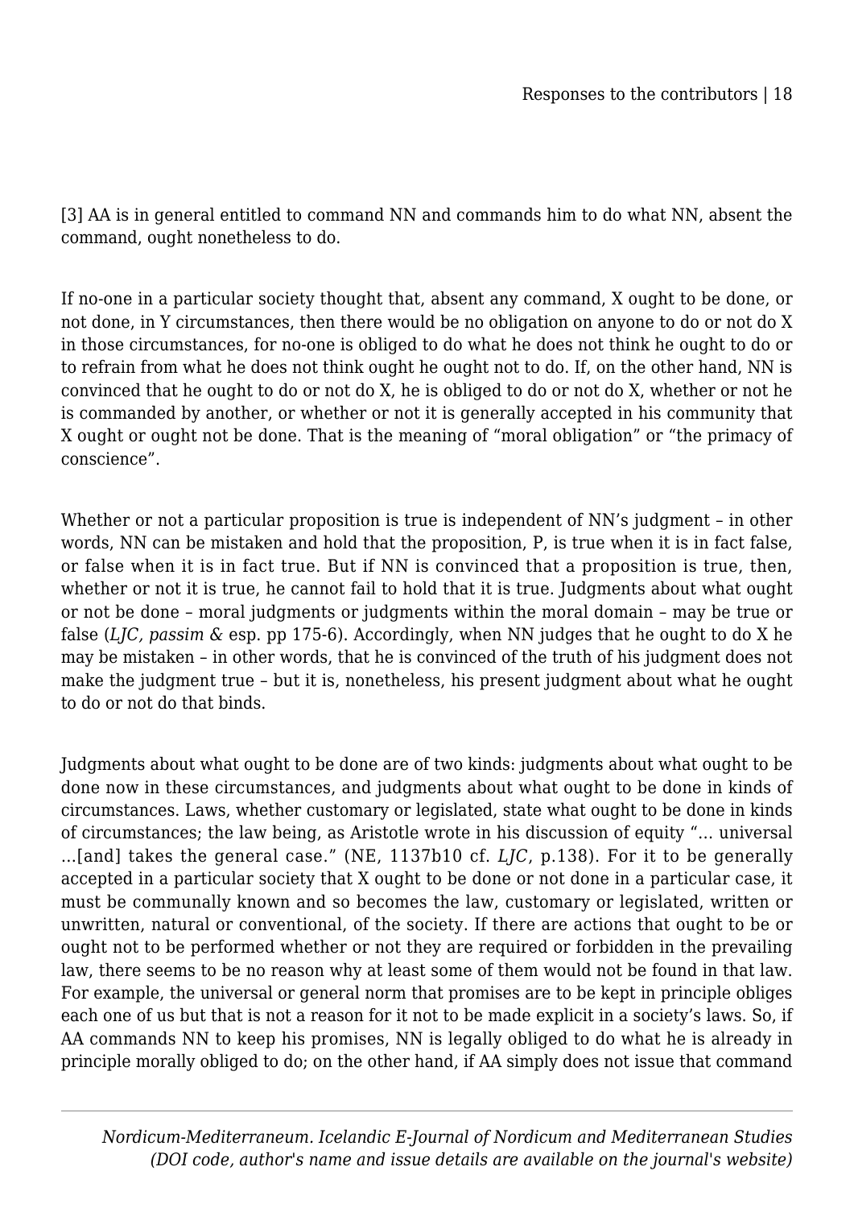[3] AA is in general entitled to command NN and commands him to do what NN, absent the command, ought nonetheless to do.

If no-one in a particular society thought that, absent any command, X ought to be done, or not done, in Y circumstances, then there would be no obligation on anyone to do or not do X in those circumstances, for no-one is obliged to do what he does not think he ought to do or to refrain from what he does not think ought he ought not to do. If, on the other hand, NN is convinced that he ought to do or not do X, he is obliged to do or not do X, whether or not he is commanded by another, or whether or not it is generally accepted in his community that X ought or ought not be done. That is the meaning of "moral obligation" or "the primacy of conscience".

Whether or not a particular proposition is true is independent of NN's judgment – in other words, NN can be mistaken and hold that the proposition, P, is true when it is in fact false, or false when it is in fact true. But if NN is convinced that a proposition is true, then, whether or not it is true, he cannot fail to hold that it is true. Judgments about what ought or not be done – moral judgments or judgments within the moral domain – may be true or false (*LJC, passim* & esp. pp 175-6). Accordingly, when NN judges that he ought to do X he may be mistaken – in other words, that he is convinced of the truth of his judgment does not make the judgment true – but it is, nonetheless, his present judgment about what he ought to do or not do that binds.

Judgments about what ought to be done are of two kinds: judgments about what ought to be done now in these circumstances, and judgments about what ought to be done in kinds of circumstances. Laws, whether customary or legislated, state what ought to be done in kinds of circumstances; the law being, as Aristotle wrote in his discussion of equity "… universal …[and] takes the general case." (NE, 1137b10 cf. *LJC*, p.138). For it to be generally accepted in a particular society that X ought to be done or not done in a particular case, it must be communally known and so becomes the law, customary or legislated, written or unwritten, natural or conventional, of the society. If there are actions that ought to be or ought not to be performed whether or not they are required or forbidden in the prevailing law, there seems to be no reason why at least some of them would not be found in that law. For example, the universal or general norm that promises are to be kept in principle obliges each one of us but that is not a reason for it not to be made explicit in a society's laws. So, if AA commands NN to keep his promises, NN is legally obliged to do what he is already in principle morally obliged to do; on the other hand, if AA simply does not issue that command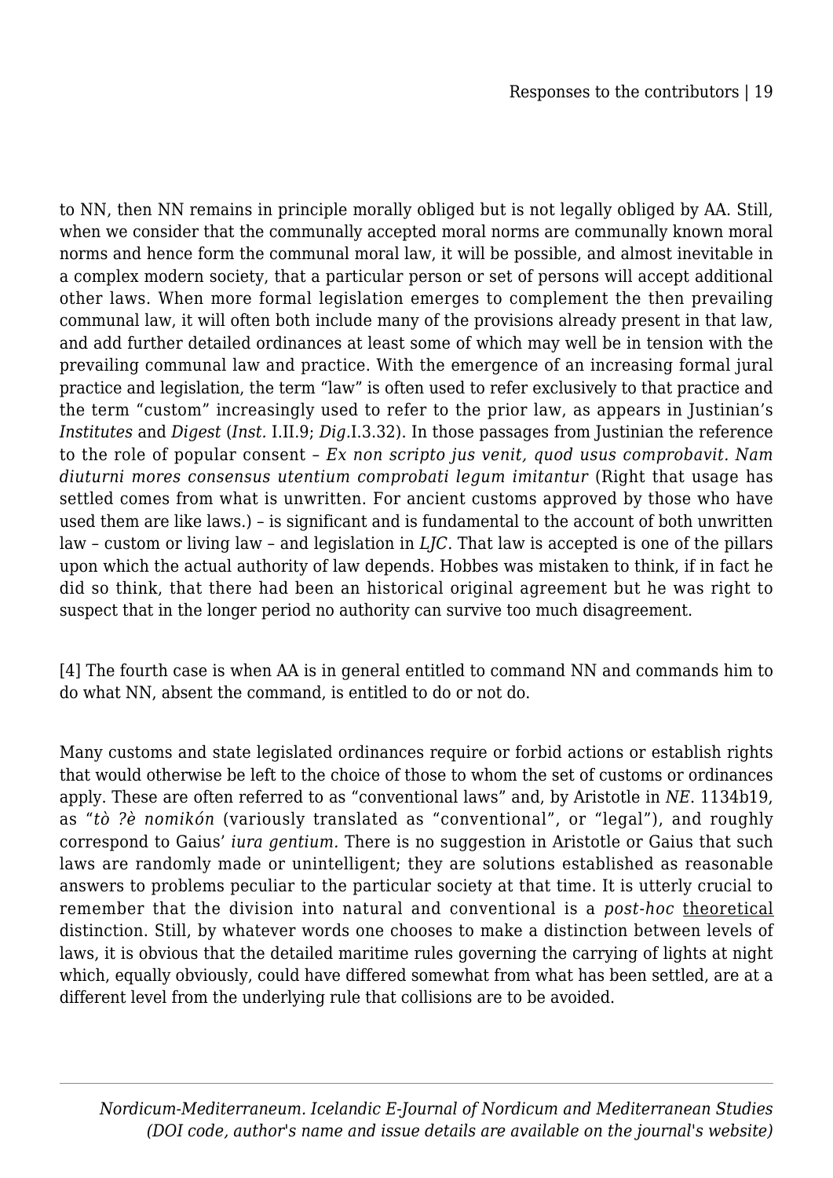to NN, then NN remains in principle morally obliged but is not legally obliged by AA. Still, when we consider that the communally accepted moral norms are communally known moral norms and hence form the communal moral law, it will be possible, and almost inevitable in a complex modern society, that a particular person or set of persons will accept additional other laws. When more formal legislation emerges to complement the then prevailing communal law, it will often both include many of the provisions already present in that law, and add further detailed ordinances at least some of which may well be in tension with the prevailing communal law and practice. With the emergence of an increasing formal jural practice and legislation, the term "law" is often used to refer exclusively to that practice and the term "custom" increasingly used to refer to the prior law, as appears in Justinian's *Institutes* and *Digest* (*Inst.* I.II.9; *Dig.*I.3.32). In those passages from Justinian the reference to the role of popular consent – *Ex non scripto jus venit, quod usus comprobavit. Nam diuturni mores consensus utentium comprobati legum imitantur* (Right that usage has settled comes from what is unwritten. For ancient customs approved by those who have used them are like laws.) – is significant and is fundamental to the account of both unwritten law – custom or living law – and legislation in *LJC*. That law is accepted is one of the pillars upon which the actual authority of law depends. Hobbes was mistaken to think, if in fact he did so think, that there had been an historical original agreement but he was right to suspect that in the longer period no authority can survive too much disagreement.

[4] The fourth case is when AA is in general entitled to command NN and commands him to do what NN, absent the command, is entitled to do or not do.

Many customs and state legislated ordinances require or forbid actions or establish rights that would otherwise be left to the choice of those to whom the set of customs or ordinances apply. These are often referred to as "conventional laws" and, by Aristotle in *NE*. 1134b19, as "*tò ?è nomikón* (variously translated as "conventional", or "legal"), and roughly correspond to Gaius' *iura gentium.* There is no suggestion in Aristotle or Gaius that such laws are randomly made or unintelligent; they are solutions established as reasonable answers to problems peculiar to the particular society at that time. It is utterly crucial to remember that the division into natural and conventional is a *post-hoc* theoretical distinction. Still, by whatever words one chooses to make a distinction between levels of laws, it is obvious that the detailed maritime rules governing the carrying of lights at night which, equally obviously, could have differed somewhat from what has been settled, are at a different level from the underlying rule that collisions are to be avoided.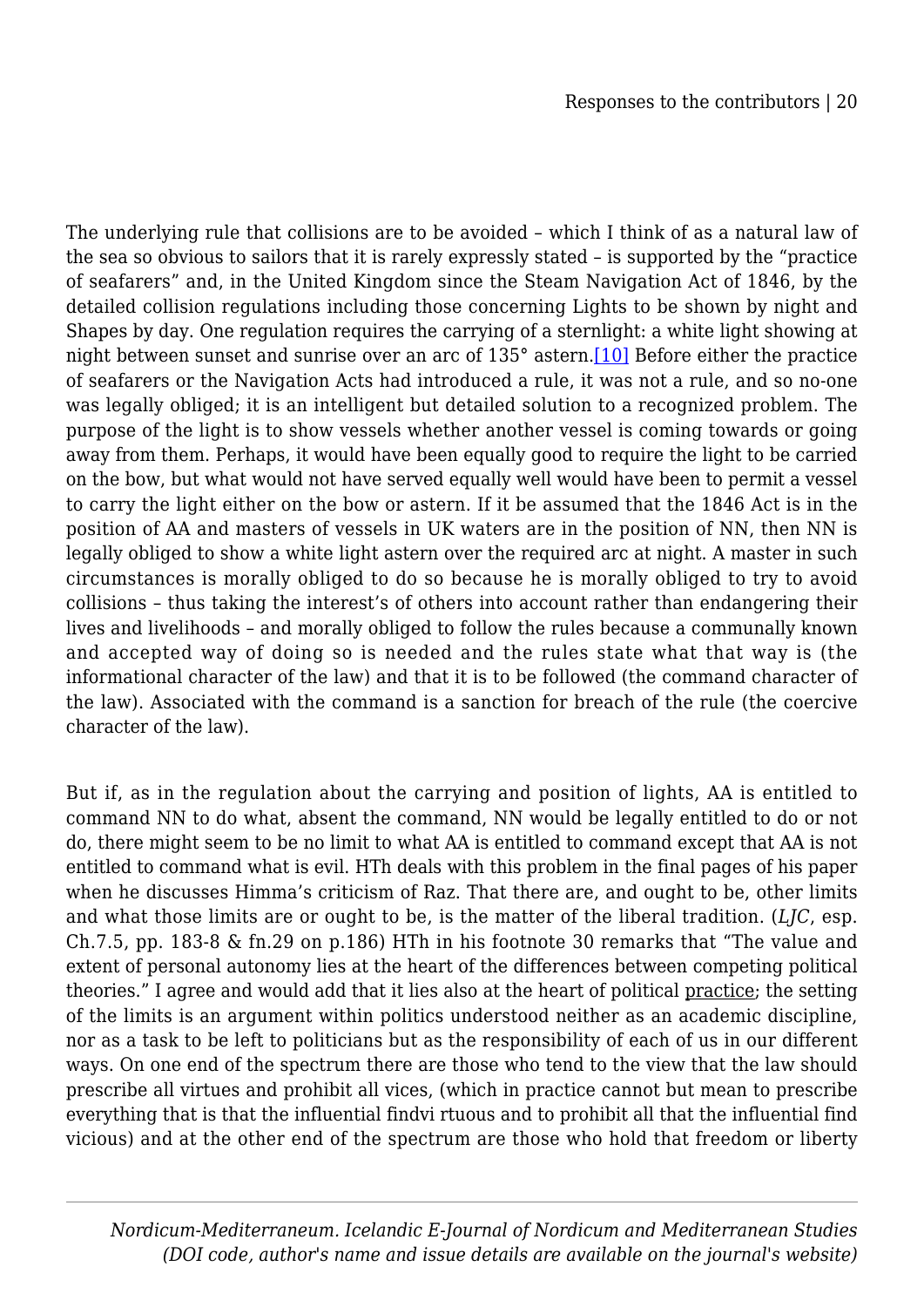The underlying rule that collisions are to be avoided – which I think of as a natural law of the sea so obvious to sailors that it is rarely expressly stated – is supported by the "practice of seafarers" and, in the United Kingdom since the Steam Navigation Act of 1846, by the detailed collision regulations including those concerning Lights to be shown by night and Shapes by day. One regulation requires the carrying of a sternlight: a white light showing at night between sunset and sunrise over an arc of 135° astern.[10] Before either the practice of seafarers or the Navigation Acts had introduced a rule, it was not a rule, and so no-one was legally obliged; it is an intelligent but detailed solution to a recognized problem. The purpose of the light is to show vessels whether another vessel is coming towards or going away from them. Perhaps, it would have been equally good to require the light to be carried on the bow, but what would not have served equally well would have been to permit a vessel to carry the light either on the bow or astern. If it be assumed that the 1846 Act is in the position of AA and masters of vessels in UK waters are in the position of NN, then NN is legally obliged to show a white light astern over the required arc at night. A master in such circumstances is morally obliged to do so because he is morally obliged to try to avoid collisions – thus taking the interest's of others into account rather than endangering their lives and livelihoods – and morally obliged to follow the rules because a communally known and accepted way of doing so is needed and the rules state what that way is (the informational character of the law) and that it is to be followed (the command character of the law). Associated with the command is a sanction for breach of the rule (the coercive character of the law).

But if, as in the regulation about the carrying and position of lights, AA is entitled to command NN to do what, absent the command, NN would be legally entitled to do or not do, there might seem to be no limit to what AA is entitled to command except that AA is not entitled to command what is evil. HTh deals with this problem in the final pages of his paper when he discusses Himma's criticism of Raz. That there are, and ought to be, other limits and what those limits are or ought to be, is the matter of the liberal tradition. (*LJC*, esp. Ch.7.5, pp. 183-8 & fn.29 on p.186) HTh in his footnote 30 remarks that "The value and extent of personal autonomy lies at the heart of the differences between competing political theories." I agree and would add that it lies also at the heart of political practice; the setting of the limits is an argument within politics understood neither as an academic discipline, nor as a task to be left to politicians but as the responsibility of each of us in our different ways. On one end of the spectrum there are those who tend to the view that the law should prescribe all virtues and prohibit all vices, (which in practice cannot but mean to prescribe everything that is that the influential findvi rtuous and to prohibit all that the influential find vicious) and at the other end of the spectrum are those who hold that freedom or liberty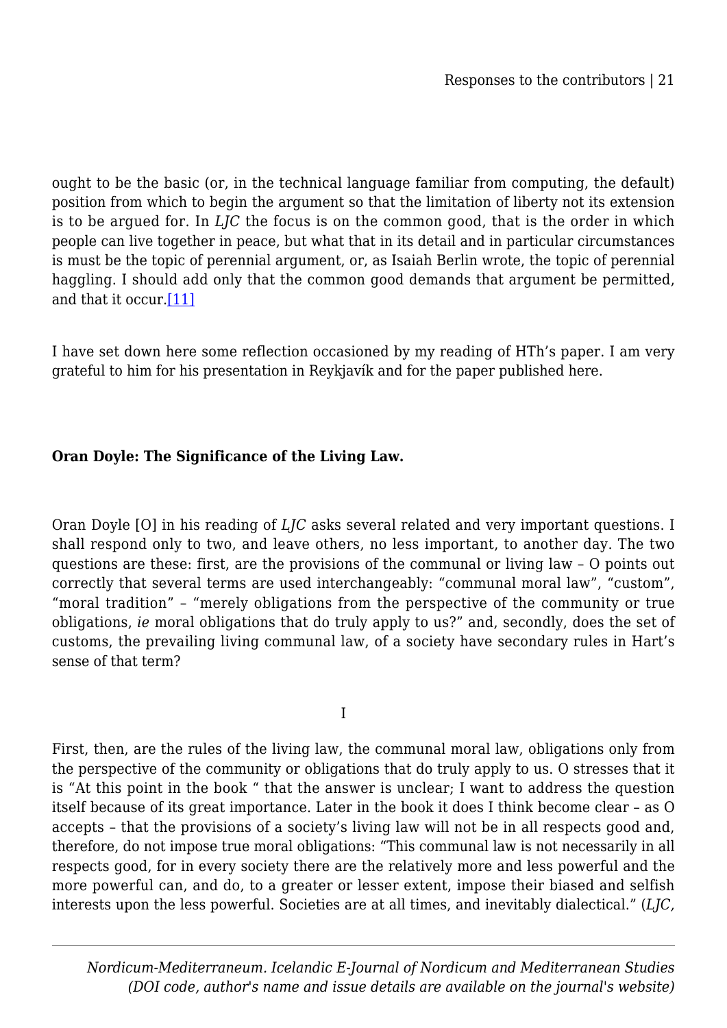ought to be the basic (or, in the technical language familiar from computing, the default) position from which to begin the argument so that the limitation of liberty not its extension is to be argued for. In *LJC* the focus is on the common good, that is the order in which people can live together in peace, but what that in its detail and in particular circumstances is must be the topic of perennial argument, or, as Isaiah Berlin wrote, the topic of perennial haggling. I should add only that the common good demands that argument be permitted, and that it occur.[11]

I have set down here some reflection occasioned by my reading of HTh's paper. I am very grateful to him for his presentation in Reykjavík and for the paper published here.

**Oran Doyle: The Significance of the Living Law.**

Oran Doyle [O] in his reading of *LJC* asks several related and very important questions. I shall respond only to two, and leave others, no less important, to another day. The two questions are these: first, are the provisions of the communal or living law – O points out correctly that several terms are used interchangeably: "communal moral law", "custom", "moral tradition" – "merely obligations from the perspective of the community or true obligations, *ie* moral obligations that do truly apply to us?" and, secondly, does the set of customs, the prevailing living communal law, of a society have secondary rules in Hart's sense of that term?

I

First, then, are the rules of the living law, the communal moral law, obligations only from the perspective of the community or obligations that do truly apply to us. O stresses that it is "At this point in the book " that the answer is unclear; I want to address the question itself because of its great importance. Later in the book it does I think become clear – as O accepts – that the provisions of a society's living law will not be in all respects good and, therefore, do not impose true moral obligations: "This communal law is not necessarily in all respects good, for in every society there are the relatively more and less powerful and the more powerful can, and do, to a greater or lesser extent, impose their biased and selfish interests upon the less powerful. Societies are at all times, and inevitably dialectical." (*LJC,*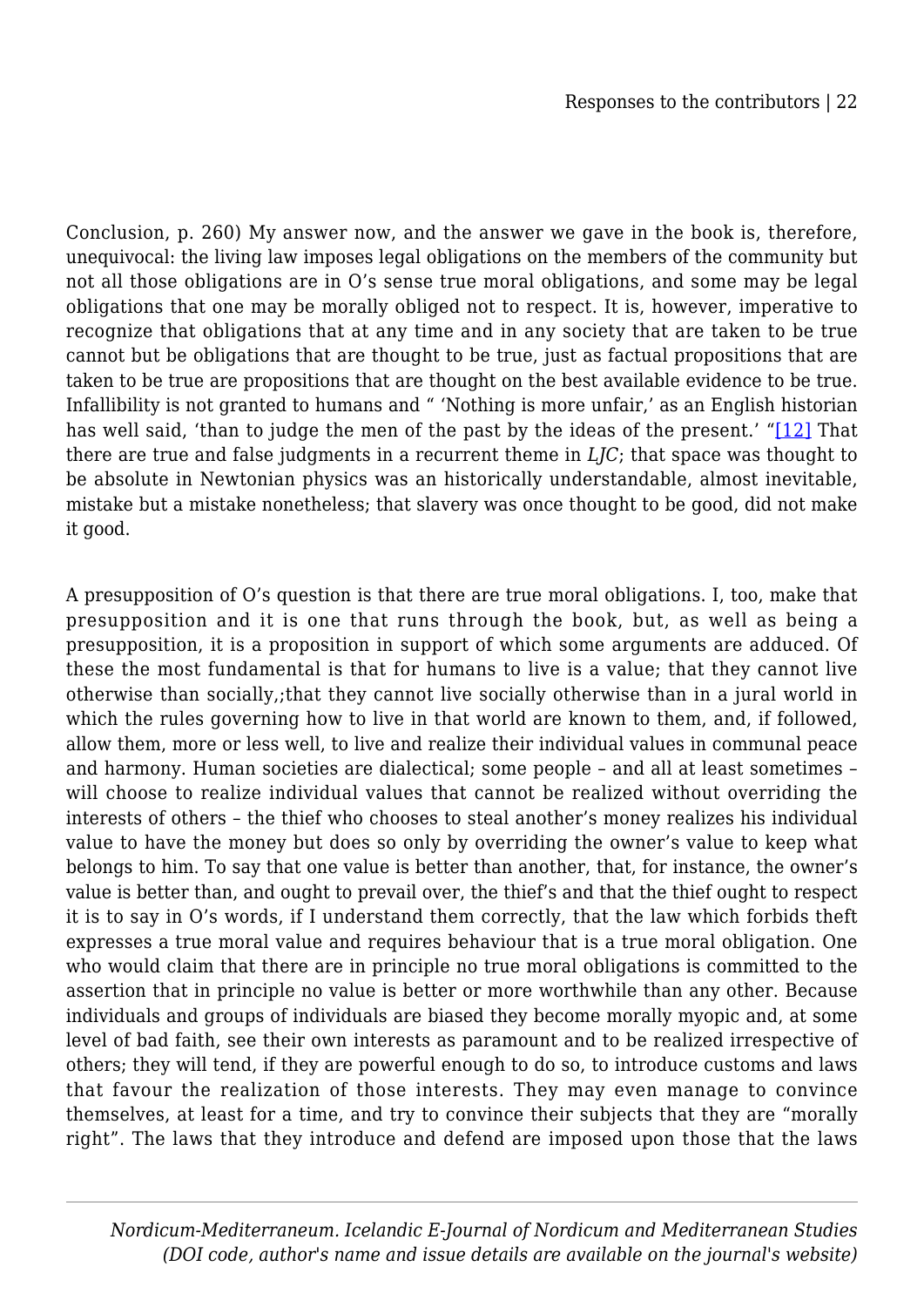Conclusion, p. 260) My answer now, and the answer we gave in the book is, therefore, unequivocal: the living law imposes legal obligations on the members of the community but not all those obligations are in O's sense true moral obligations, and some may be legal obligations that one may be morally obliged not to respect. It is, however, imperative to recognize that obligations that at any time and in any society that are taken to be true cannot but be obligations that are thought to be true, just as factual propositions that are taken to be true are propositions that are thought on the best available evidence to be true. Infallibility is not granted to humans and " 'Nothing is more unfair,' as an English historian has well said, 'than to judge the men of the past by the ideas of the present.' "[12] That there are true and false judgments in a recurrent theme in *LJC*; that space was thought to be absolute in Newtonian physics was an historically understandable, almost inevitable, mistake but a mistake nonetheless; that slavery was once thought to be good, did not make it good.

A presupposition of O's question is that there are true moral obligations. I, too, make that presupposition and it is one that runs through the book, but, as well as being a presupposition, it is a proposition in support of which some arguments are adduced. Of these the most fundamental is that for humans to live is a value; that they cannot live otherwise than socially,;that they cannot live socially otherwise than in a jural world in which the rules governing how to live in that world are known to them, and, if followed, allow them, more or less well, to live and realize their individual values in communal peace and harmony. Human societies are dialectical; some people – and all at least sometimes – will choose to realize individual values that cannot be realized without overriding the interests of others – the thief who chooses to steal another's money realizes his individual value to have the money but does so only by overriding the owner's value to keep what belongs to him. To say that one value is better than another, that, for instance, the owner's value is better than, and ought to prevail over, the thief's and that the thief ought to respect it is to say in O's words, if I understand them correctly, that the law which forbids theft expresses a true moral value and requires behaviour that is a true moral obligation. One who would claim that there are in principle no true moral obligations is committed to the assertion that in principle no value is better or more worthwhile than any other. Because individuals and groups of individuals are biased they become morally myopic and, at some level of bad faith, see their own interests as paramount and to be realized irrespective of others; they will tend, if they are powerful enough to do so, to introduce customs and laws that favour the realization of those interests. They may even manage to convince themselves, at least for a time, and try to convince their subjects that they are "morally right". The laws that they introduce and defend are imposed upon those that the laws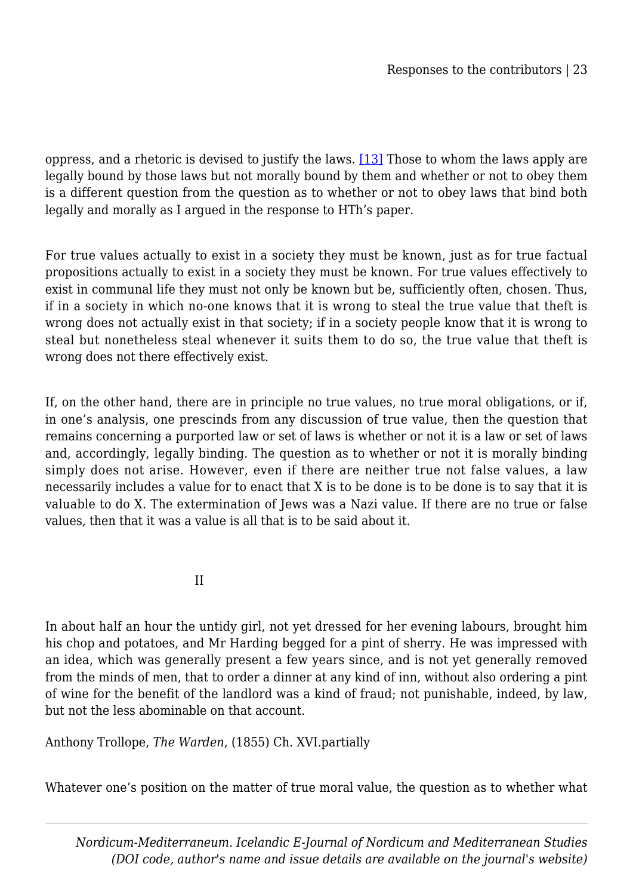oppress, and a rhetoric is devised to justify the laws. [13] Those to whom the laws apply are legally bound by those laws but not morally bound by them and whether or not to obey them is a different question from the question as to whether or not to obey laws that bind both legally and morally as I argued in the response to HTh's paper.

For true values actually to exist in a society they must be known, just as for true factual propositions actually to exist in a society they must be known. For true values effectively to exist in communal life they must not only be known but be, sufficiently often, chosen. Thus, if in a society in which no-one knows that it is wrong to steal the true value that theft is wrong does not actually exist in that society; if in a society people know that it is wrong to steal but nonetheless steal whenever it suits them to do so, the true value that theft is wrong does not there effectively exist.

If, on the other hand, there are in principle no true values, no true moral obligations, or if, in one's analysis, one prescinds from any discussion of true value, then the question that remains concerning a purported law or set of laws is whether or not it is a law or set of laws and, accordingly, legally binding. The question as to whether or not it is morally binding simply does not arise. However, even if there are neither true not false values, a law necessarily includes a value for to enact that X is to be done is to be done is to say that it is valuable to do X. The extermination of Jews was a Nazi value. If there are no true or false values, then that it was a value is all that is to be said about it.

## II

In about half an hour the untidy girl, not yet dressed for her evening labours, brought him his chop and potatoes, and Mr Harding begged for a pint of sherry. He was impressed with an idea, which was generally present a few years since, and is not yet generally removed from the minds of men, that to order a dinner at any kind of inn, without also ordering a pint of wine for the benefit of the landlord was a kind of fraud; not punishable, indeed, by law, but not the less abominable on that account.

Anthony Trollope, *The Warden*, (1855) Ch. XVI.partially

Whatever one's position on the matter of true moral value, the question as to whether what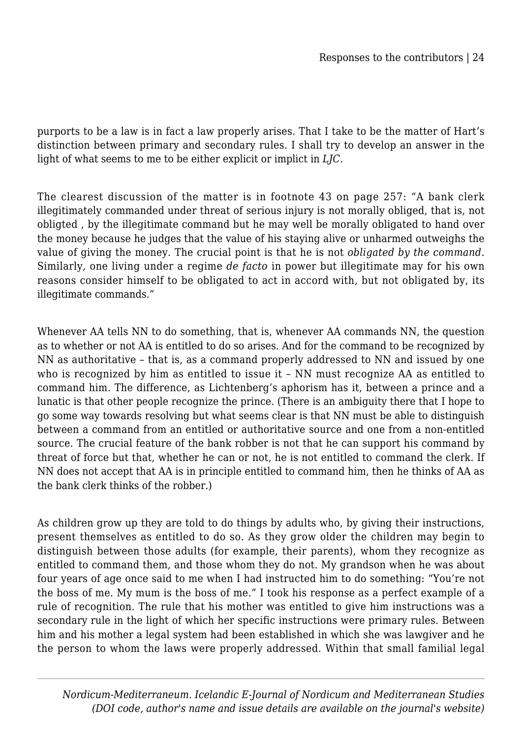purports to be a law is in fact a law properly arises. That I take to be the matter of Hart's distinction between primary and secondary rules. I shall try to develop an answer in the light of what seems to me to be either explicit or implict in *LJC*.

The clearest discussion of the matter is in footnote 43 on page 257: "A bank clerk illegitimately commanded under threat of serious injury is not morally obliged, that is, not obligted , by the illegitimate command but he may well be morally obligated to hand over the money because he judges that the value of his staying alive or unharmed outweighs the value of giving the money. The crucial point is that he is not *obligated by the command*. Similarly, one living under a regime *de facto* in power but illegitimate may for his own reasons consider himself to be obligated to act in accord with, but not obligated by, its illegitimate commands."

Whenever AA tells NN to do something, that is, whenever AA commands NN, the question as to whether or not AA is entitled to do so arises. And for the command to be recognized by NN as authoritative – that is, as a command properly addressed to NN and issued by one who is recognized by him as entitled to issue it – NN must recognize AA as entitled to command him. The difference, as Lichtenberg's aphorism has it, between a prince and a lunatic is that other people recognize the prince. (There is an ambiguity there that I hope to go some way towards resolving but what seems clear is that NN must be able to distinguish between a command from an entitled or authoritative source and one from a non-entitled source. The crucial feature of the bank robber is not that he can support his command by threat of force but that, whether he can or not, he is not entitled to command the clerk. If NN does not accept that AA is in principle entitled to command him, then he thinks of AA as the bank clerk thinks of the robber.)

As children grow up they are told to do things by adults who, by giving their instructions, present themselves as entitled to do so. As they grow older the children may begin to distinguish between those adults (for example, their parents), whom they recognize as entitled to command them, and those whom they do not. My grandson when he was about four years of age once said to me when I had instructed him to do something: "You're not the boss of me. My mum is the boss of me." I took his response as a perfect example of a rule of recognition. The rule that his mother was entitled to give him instructions was a secondary rule in the light of which her specific instructions were primary rules. Between him and his mother a legal system had been established in which she was lawgiver and he the person to whom the laws were properly addressed. Within that small familial legal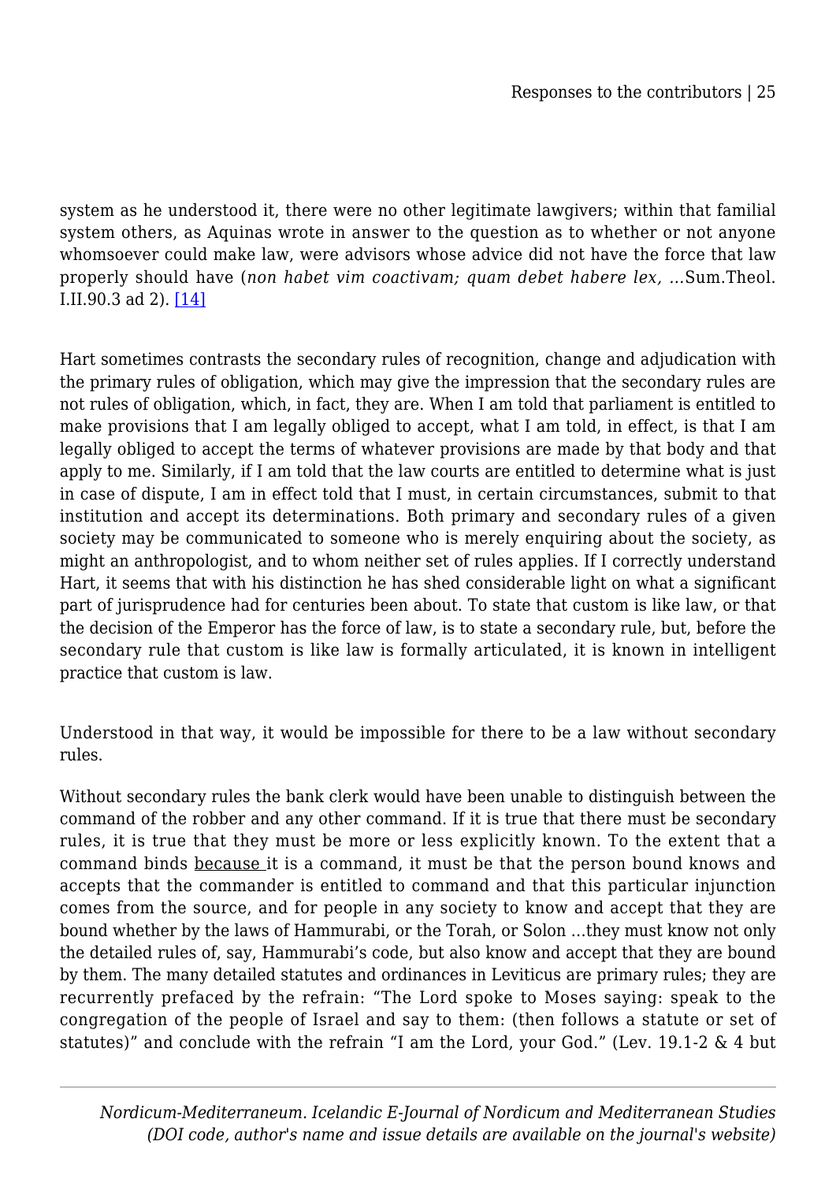system as he understood it, there were no other legitimate lawgivers; within that familial system others, as Aquinas wrote in answer to the question as to whether or not anyone whomsoever could make law, were advisors whose advice did not have the force that law properly should have (*non habet vim coactivam; quam debet habere lex, …*Sum.Theol. I.II.90.3 ad 2). [14]

Hart sometimes contrasts the secondary rules of recognition, change and adjudication with the primary rules of obligation, which may give the impression that the secondary rules are not rules of obligation, which, in fact, they are. When I am told that parliament is entitled to make provisions that I am legally obliged to accept, what I am told, in effect, is that I am legally obliged to accept the terms of whatever provisions are made by that body and that apply to me. Similarly, if I am told that the law courts are entitled to determine what is just in case of dispute, I am in effect told that I must, in certain circumstances, submit to that institution and accept its determinations. Both primary and secondary rules of a given society may be communicated to someone who is merely enquiring about the society, as might an anthropologist, and to whom neither set of rules applies. If I correctly understand Hart, it seems that with his distinction he has shed considerable light on what a significant part of jurisprudence had for centuries been about. To state that custom is like law, or that the decision of the Emperor has the force of law, is to state a secondary rule, but, before the secondary rule that custom is like law is formally articulated, it is known in intelligent practice that custom is law.

Understood in that way, it would be impossible for there to be a law without secondary rules.

Without secondary rules the bank clerk would have been unable to distinguish between the command of the robber and any other command. If it is true that there must be secondary rules, it is true that they must be more or less explicitly known. To the extent that a command binds <u>because</u> it is a command, it must be that the person bound knows and accepts that the commander is entitled to command and that this particular injunction comes from the source, and for people in any society to know and accept that they are bound whether by the laws of Hammurabi, or the Torah, or Solon …they must know not only the detailed rules of, say, Hammurabi's code, but also know and accept that they are bound by them. The many detailed statutes and ordinances in Leviticus are primary rules; they are recurrently prefaced by the refrain: "The Lord spoke to Moses saying: speak to the congregation of the people of Israel and say to them: (then follows a statute or set of statutes)" and conclude with the refrain "I am the Lord, your God." (Lev. 19.1-2 & 4 but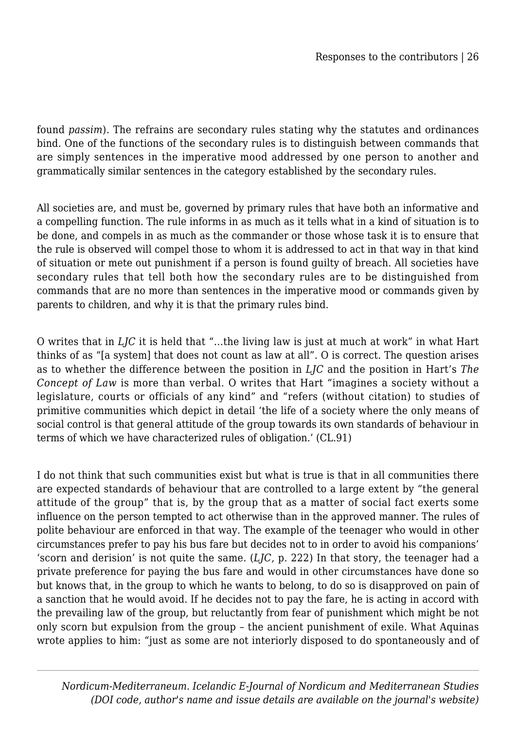found *passim*). The refrains are secondary rules stating why the statutes and ordinances bind. One of the functions of the secondary rules is to distinguish between commands that are simply sentences in the imperative mood addressed by one person to another and grammatically similar sentences in the category established by the secondary rules.

All societies are, and must be, governed by primary rules that have both an informative and a compelling function. The rule informs in as much as it tells what in a kind of situation is to be done, and compels in as much as the commander or those whose task it is to ensure that the rule is observed will compel those to whom it is addressed to act in that way in that kind of situation or mete out punishment if a person is found guilty of breach. All societies have secondary rules that tell both how the secondary rules are to be distinguished from commands that are no more than sentences in the imperative mood or commands given by parents to children, and why it is that the primary rules bind.

O writes that in *LJC* it is held that "…the living law is just at much at work" in what Hart thinks of as "[a system] that does not count as law at all". O is correct. The question arises as to whether the difference between the position in *LJC* and the position in Hart's *The Concept of Law* is more than verbal. O writes that Hart "imagines a society without a legislature, courts or officials of any kind" and "refers (without citation) to studies of primitive communities which depict in detail 'the life of a society where the only means of social control is that general attitude of the group towards its own standards of behaviour in terms of which we have characterized rules of obligation.' (CL.91)

I do not think that such communities exist but what is true is that in all communities there are expected standards of behaviour that are controlled to a large extent by "the general attitude of the group" that is, by the group that as a matter of social fact exerts some influence on the person tempted to act otherwise than in the approved manner. The rules of polite behaviour are enforced in that way. The example of the teenager who would in other circumstances prefer to pay his bus fare but decides not to in order to avoid his companions' 'scorn and derision' is not quite the same. (*LJC*, p. 222) In that story, the teenager had a private preference for paying the bus fare and would in other circumstances have done so but knows that, in the group to which he wants to belong, to do so is disapproved on pain of a sanction that he would avoid. If he decides not to pay the fare, he is acting in accord with the prevailing law of the group, but reluctantly from fear of punishment which might be not only scorn but expulsion from the group – the ancient punishment of exile. What Aquinas wrote applies to him: "just as some are not interiorly disposed to do spontaneously and of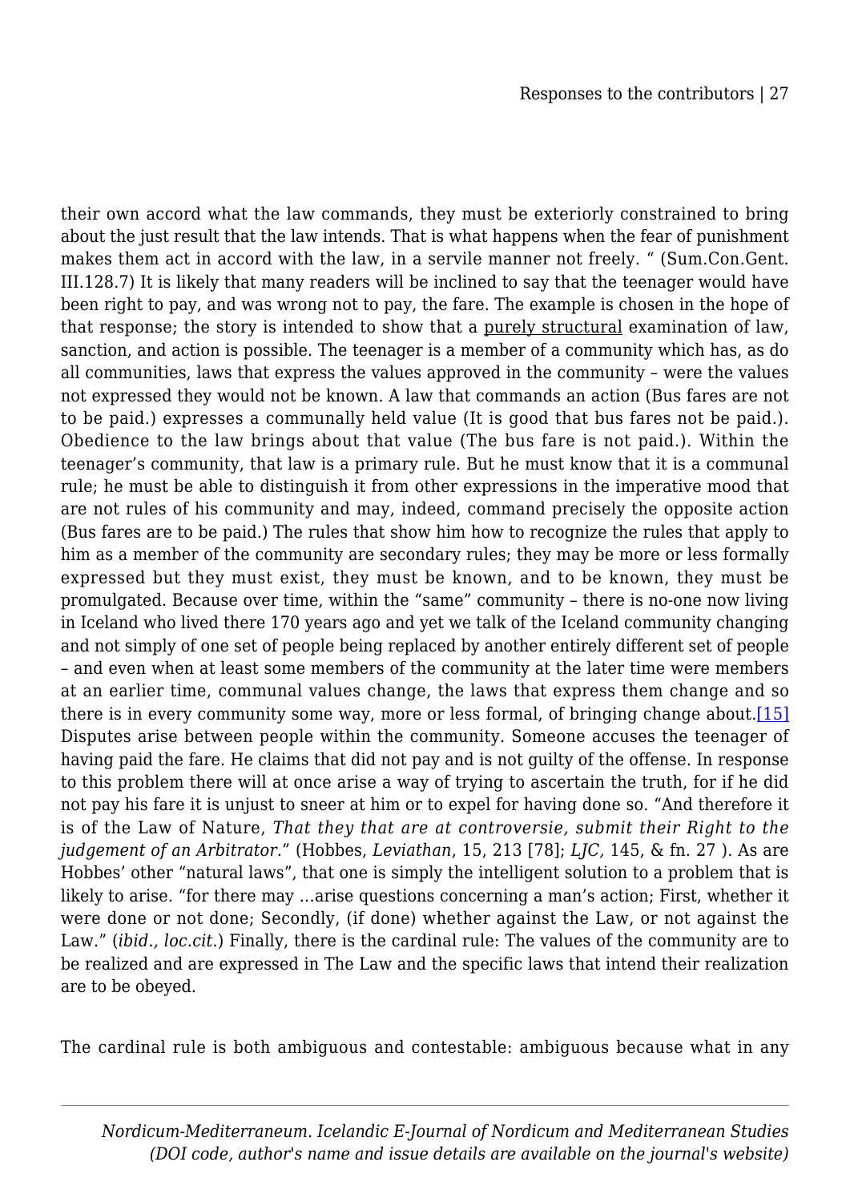their own accord what the law commands, they must be exteriorly constrained to bring about the just result that the law intends. That is what happens when the fear of punishment makes them act in accord with the law, in a servile manner not freely. " (Sum.Con.Gent. III.128.7) It is likely that many readers will be inclined to say that the teenager would have been right to pay, and was wrong not to pay, the fare. The example is chosen in the hope of that response; the story is intended to show that a <u>purely structural</u> examination of law, sanction, and action is possible. The teenager is a member of a community which has, as do all communities, laws that express the values approved in the community – were the values not expressed they would not be known. A law that commands an action (Bus fares are not to be paid.) expresses a communally held value (It is good that bus fares not be paid.). Obedience to the law brings about that value (The bus fare is not paid.). Within the teenager's community, that law is a primary rule. But he must know that it is a communal rule; he must be able to distinguish it from other expressions in the imperative mood that are not rules of his community and may, indeed, command precisely the opposite action (Bus fares are to be paid.) The rules that show him how to recognize the rules that apply to him as a member of the community are secondary rules; they may be more or less formally expressed but they must exist, they must be known, and to be known, they must be promulgated. Because over time, within the "same" community – there is no-one now living in Iceland who lived there 170 years ago and yet we talk of the Iceland community changing and not simply of one set of people being replaced by another entirely different set of people – and even when at least some members of the community at the later time were members at an earlier time, communal values change, the laws that express them change and so there is in every community some way, more or less formal, of bringing change about.[15] Disputes arise between people within the community. Someone accuses the teenager of having paid the fare. He claims that did not pay and is not guilty of the offense. In response to this problem there will at once arise a way of trying to ascertain the truth, for if he did not pay his fare it is unjust to sneer at him or to expel for having done so. "And therefore it is of the Law of Nature, *That they that are at controversie, submit their Right to the judgement of an Arbitrator*." (Hobbes, *Leviathan*, 15, 213 [78]; *LJC,* 145, & fn. 27 ). As are Hobbes' other "natural laws", that one is simply the intelligent solution to a problem that is likely to arise. "for there may …arise questions concerning a man's action; First, whether it were done or not done; Secondly, (if done) whether against the Law, or not against the Law." (*ibid., loc.cit.*) Finally, there is the cardinal rule: The values of the community are to be realized and are expressed in The Law and the specific laws that intend their realization are to be obeyed.

The cardinal rule is both ambiguous and contestable: ambiguous because what in any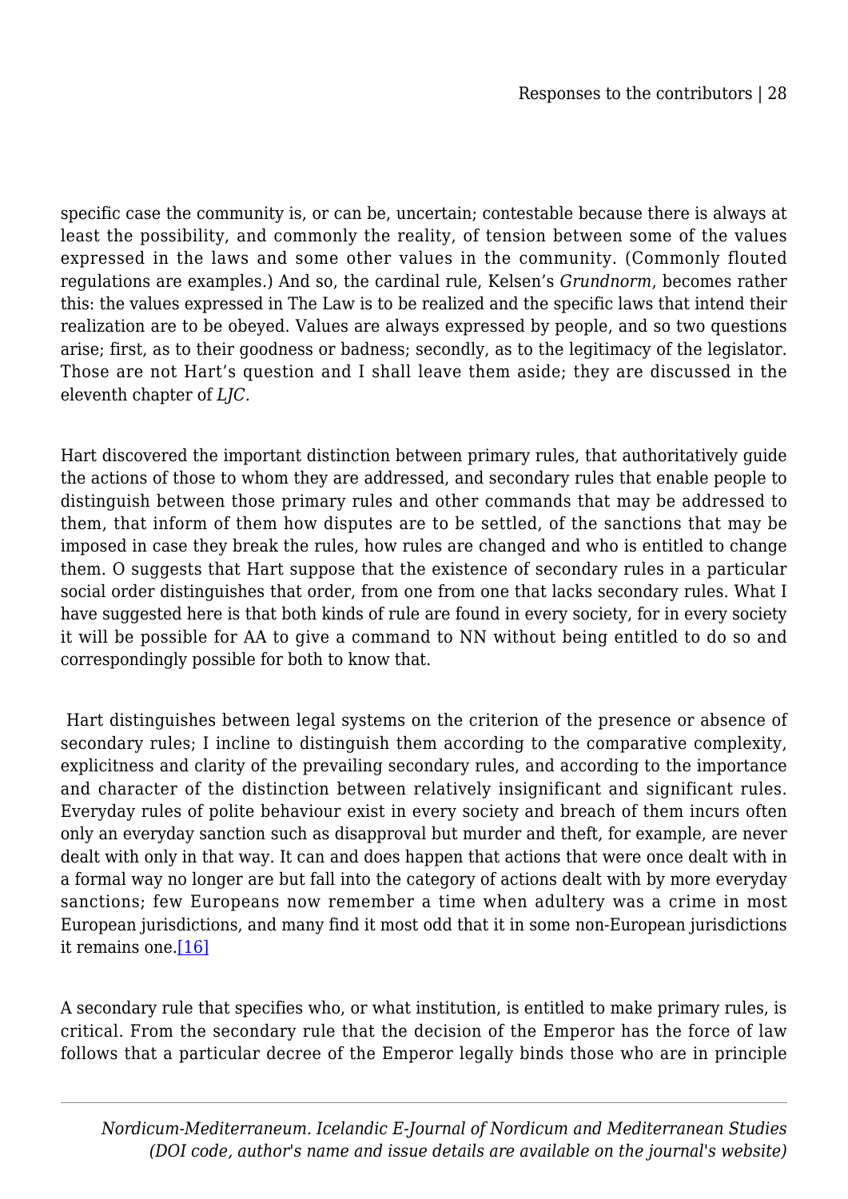specific case the community is, or can be, uncertain; contestable because there is always at least the possibility, and commonly the reality, of tension between some of the values expressed in the laws and some other values in the community. (Commonly flouted regulations are examples.) And so, the cardinal rule, Kelsen's *Grundnorm*, becomes rather this: the values expressed in The Law is to be realized and the specific laws that intend their realization are to be obeyed. Values are always expressed by people, and so two questions arise; first, as to their goodness or badness; secondly, as to the legitimacy of the legislator. Those are not Hart's question and I shall leave them aside; they are discussed in the eleventh chapter of *LJC.*

Hart discovered the important distinction between primary rules, that authoritatively guide the actions of those to whom they are addressed, and secondary rules that enable people to distinguish between those primary rules and other commands that may be addressed to them, that inform of them how disputes are to be settled, of the sanctions that may be imposed in case they break the rules, how rules are changed and who is entitled to change them. O suggests that Hart suppose that the existence of secondary rules in a particular social order distinguishes that order, from one from one that lacks secondary rules. What I have suggested here is that both kinds of rule are found in every society, for in every society it will be possible for AA to give a command to NN without being entitled to do so and correspondingly possible for both to know that.

Hart distinguishes between legal systems on the criterion of the presence or absence of secondary rules; I incline to distinguish them according to the comparative complexity, explicitness and clarity of the prevailing secondary rules, and according to the importance and character of the distinction between relatively insignificant and significant rules. Everyday rules of polite behaviour exist in every society and breach of them incurs often only an everyday sanction such as disapproval but murder and theft, for example, are never dealt with only in that way. It can and does happen that actions that were once dealt with in a formal way no longer are but fall into the category of actions dealt with by more everyday sanctions; few Europeans now remember a time when adultery was a crime in most European jurisdictions, and many find it most odd that it in some non-European jurisdictions it remains one.[16]

A secondary rule that specifies who, or what institution, is entitled to make primary rules, is critical. From the secondary rule that the decision of the Emperor has the force of law follows that a particular decree of the Emperor legally binds those who are in principle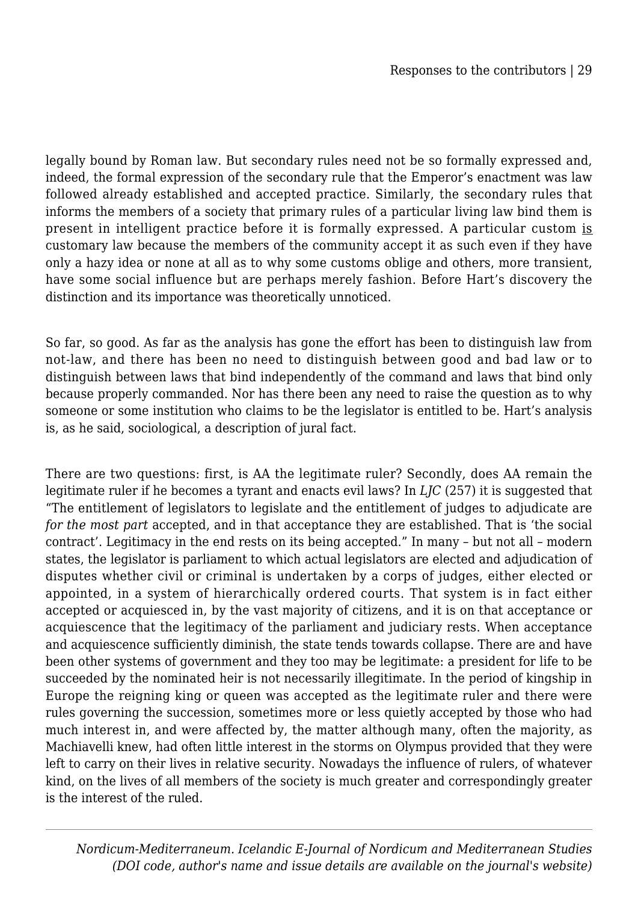legally bound by Roman law. But secondary rules need not be so formally expressed and, indeed, the formal expression of the secondary rule that the Emperor's enactment was law followed already established and accepted practice. Similarly, the secondary rules that informs the members of a society that primary rules of a particular living law bind them is present in intelligent practice before it is formally expressed. A particular custom <u>is</u> customary law because the members of the community accept it as such even if they have only a hazy idea or none at all as to why some customs oblige and others, more transient, have some social influence but are perhaps merely fashion. Before Hart's discovery the distinction and its importance was theoretically unnoticed.

So far, so good. As far as the analysis has gone the effort has been to distinguish law from not-law, and there has been no need to distinguish between good and bad law or to distinguish between laws that bind independently of the command and laws that bind only because properly commanded. Nor has there been any need to raise the question as to why someone or some institution who claims to be the legislator is entitled to be. Hart's analysis is, as he said, sociological, a description of jural fact.

There are two questions: first, is AA the legitimate ruler? Secondly, does AA remain the legitimate ruler if he becomes a tyrant and enacts evil laws? In *LJC* (257) it is suggested that "The entitlement of legislators to legislate and the entitlement of judges to adjudicate are *for the most part* accepted, and in that acceptance they are established. That is 'the social contract'. Legitimacy in the end rests on its being accepted." In many – but not all – modern states, the legislator is parliament to which actual legislators are elected and adjudication of disputes whether civil or criminal is undertaken by a corps of judges, either elected or appointed, in a system of hierarchically ordered courts. That system is in fact either accepted or acquiesced in, by the vast majority of citizens, and it is on that acceptance or acquiescence that the legitimacy of the parliament and judiciary rests. When acceptance and acquiescence sufficiently diminish, the state tends towards collapse. There are and have been other systems of government and they too may be legitimate: a president for life to be succeeded by the nominated heir is not necessarily illegitimate. In the period of kingship in Europe the reigning king or queen was accepted as the legitimate ruler and there were rules governing the succession, sometimes more or less quietly accepted by those who had much interest in, and were affected by, the matter although many, often the majority, as Machiavelli knew, had often little interest in the storms on Olympus provided that they were left to carry on their lives in relative security. Nowadays the influence of rulers, of whatever kind, on the lives of all members of the society is much greater and correspondingly greater is the interest of the ruled.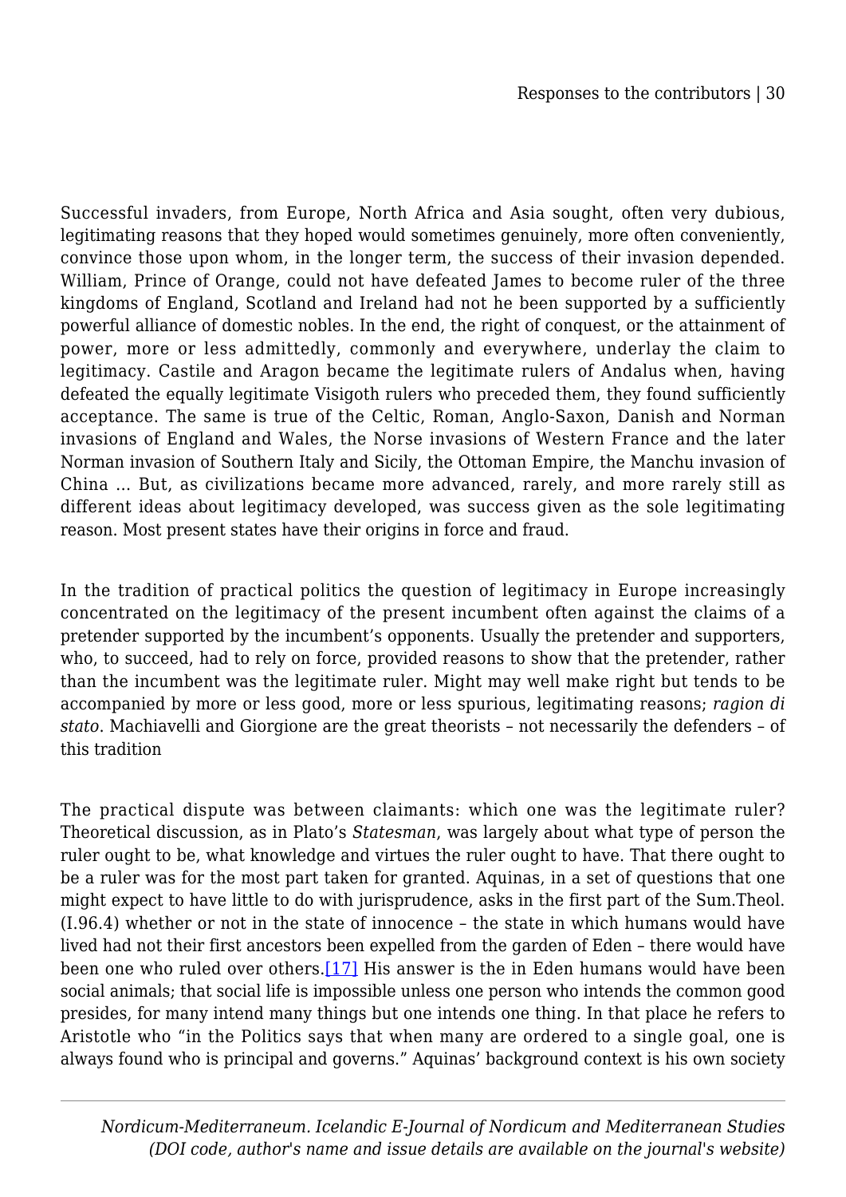Successful invaders, from Europe, North Africa and Asia sought, often very dubious, legitimating reasons that they hoped would sometimes genuinely, more often conveniently, convince those upon whom, in the longer term, the success of their invasion depended. William, Prince of Orange, could not have defeated James to become ruler of the three kingdoms of England, Scotland and Ireland had not he been supported by a sufficiently powerful alliance of domestic nobles. In the end, the right of conquest, or the attainment of power, more or less admittedly, commonly and everywhere, underlay the claim to legitimacy. Castile and Aragon became the legitimate rulers of Andalus when, having defeated the equally legitimate Visigoth rulers who preceded them, they found sufficiently acceptance. The same is true of the Celtic, Roman, Anglo-Saxon, Danish and Norman invasions of England and Wales, the Norse invasions of Western France and the later Norman invasion of Southern Italy and Sicily, the Ottoman Empire, the Manchu invasion of China … But, as civilizations became more advanced, rarely, and more rarely still as different ideas about legitimacy developed, was success given as the sole legitimating reason. Most present states have their origins in force and fraud.

In the tradition of practical politics the question of legitimacy in Europe increasingly concentrated on the legitimacy of the present incumbent often against the claims of a pretender supported by the incumbent's opponents. Usually the pretender and supporters, who, to succeed, had to rely on force, provided reasons to show that the pretender, rather than the incumbent was the legitimate ruler. Might may well make right but tends to be accompanied by more or less good, more or less spurious, legitimating reasons; *ragion di stato*. Machiavelli and Giorgione are the great theorists – not necessarily the defenders – of this tradition

The practical dispute was between claimants: which one was the legitimate ruler? Theoretical discussion, as in Plato's *Statesman*, was largely about what type of person the ruler ought to be, what knowledge and virtues the ruler ought to have. That there ought to be a ruler was for the most part taken for granted. Aquinas, in a set of questions that one might expect to have little to do with jurisprudence, asks in the first part of the Sum.Theol. (I.96.4) whether or not in the state of innocence – the state in which humans would have lived had not their first ancestors been expelled from the garden of Eden – there would have been one who ruled over others.[17] His answer is the in Eden humans would have been social animals; that social life is impossible unless one person who intends the common good presides, for many intend many things but one intends one thing. In that place he refers to Aristotle who "in the Politics says that when many are ordered to a single goal, one is always found who is principal and governs." Aquinas' background context is his own society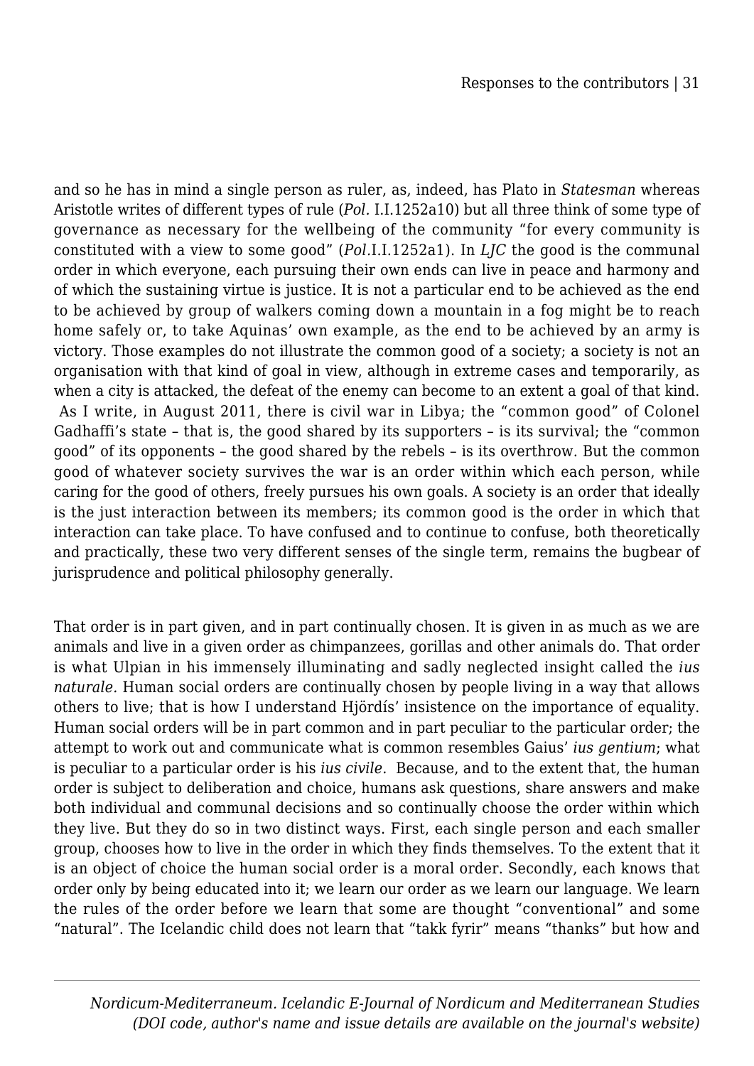and so he has in mind a single person as ruler, as, indeed, has Plato in *Statesman* whereas Aristotle writes of different types of rule (*Pol.* I.I.1252a10) but all three think of some type of governance as necessary for the wellbeing of the community "for every community is constituted with a view to some good" (*Pol.*I.I.1252a1). In *LJC* the good is the communal order in which everyone, each pursuing their own ends can live in peace and harmony and of which the sustaining virtue is justice. It is not a particular end to be achieved as the end to be achieved by group of walkers coming down a mountain in a fog might be to reach home safely or, to take Aquinas' own example, as the end to be achieved by an army is victory. Those examples do not illustrate the common good of a society; a society is not an organisation with that kind of goal in view, although in extreme cases and temporarily, as when a city is attacked, the defeat of the enemy can become to an extent a goal of that kind. As I write, in August 2011, there is civil war in Libya; the "common good" of Colonel Gadhaffi's state – that is, the good shared by its supporters – is its survival; the "common good" of its opponents – the good shared by the rebels – is its overthrow. But the common good of whatever society survives the war is an order within which each person, while caring for the good of others, freely pursues his own goals. A society is an order that ideally is the just interaction between its members; its common good is the order in which that interaction can take place. To have confused and to continue to confuse, both theoretically and practically, these two very different senses of the single term, remains the bugbear of jurisprudence and political philosophy generally.

That order is in part given, and in part continually chosen. It is given in as much as we are animals and live in a given order as chimpanzees, gorillas and other animals do. That order is what Ulpian in his immensely illuminating and sadly neglected insight called the *ius naturale.* Human social orders are continually chosen by people living in a way that allows others to live; that is how I understand Hjördís' insistence on the importance of equality. Human social orders will be in part common and in part peculiar to the particular order; the attempt to work out and communicate what is common resembles Gaius' *ius gentium*; what is peculiar to a particular order is his *ius civile.* Because, and to the extent that, the human order is subject to deliberation and choice, humans ask questions, share answers and make both individual and communal decisions and so continually choose the order within which they live. But they do so in two distinct ways. First, each single person and each smaller group, chooses how to live in the order in which they finds themselves. To the extent that it is an object of choice the human social order is a moral order. Secondly, each knows that order only by being educated into it; we learn our order as we learn our language. We learn the rules of the order before we learn that some are thought "conventional" and some "natural". The Icelandic child does not learn that "takk fyrir" means "thanks" but how and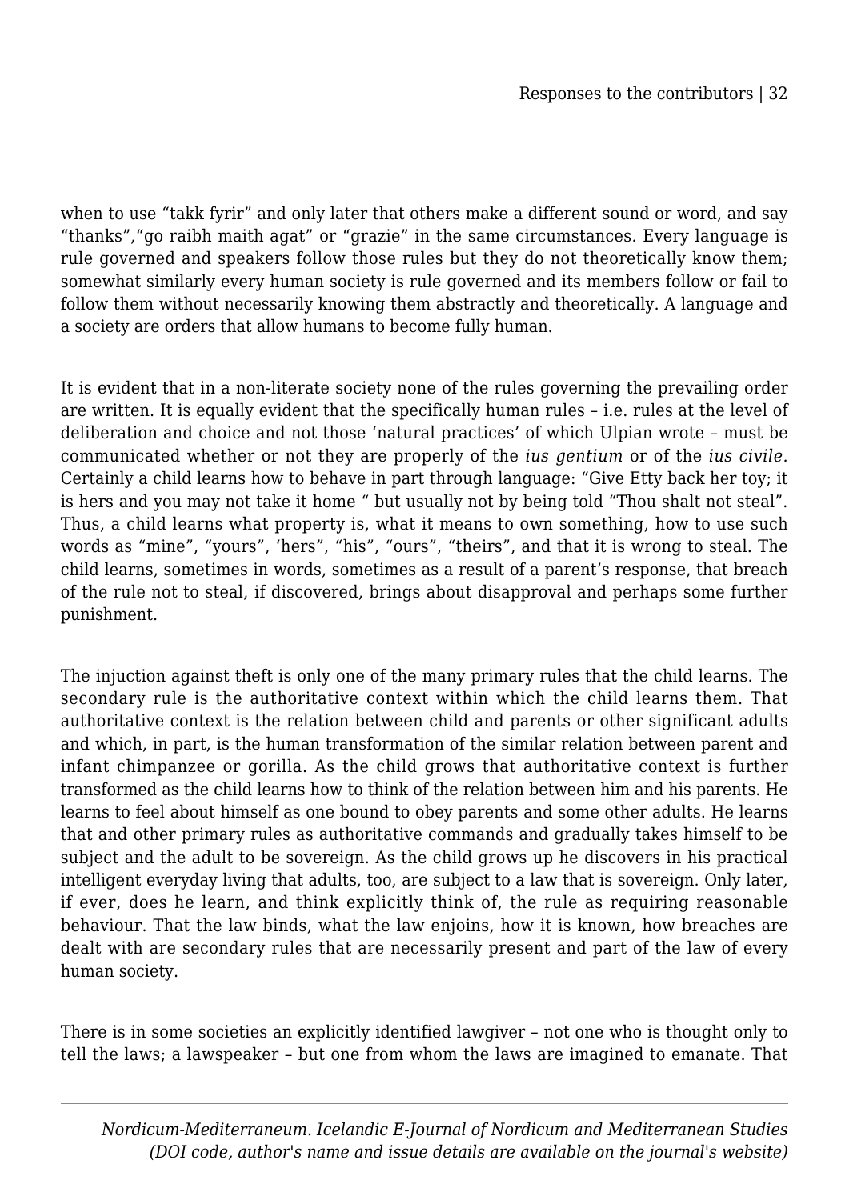when to use “takk fyrir” and only later that others make a different sound or word, and say “thanks”,“go raibh maith agat” or “grazie” in the same circumstances. Every language is rule governed and speakers follow those rules but they do not theoretically know them; somewhat similarly every human society is rule governed and its members follow or fail to follow them without necessarily knowing them abstractly and theoretically. A language and a society are orders that allow humans to become fully human.

It is evident that in a non-literate society none of the rules governing the prevailing order are written. It is equally evident that the specifically human rules – i.e. rules at the level of deliberation and choice and not those ‘natural practices’ of which Ulpian wrote – must be communicated whether or not they are properly of the *ius gentium* or of the *ius civile.* Certainly a child learns how to behave in part through language: “Give Etty back her toy; it is hers and you may not take it home “ but usually not by being told “Thou shalt not steal”. Thus, a child learns what property is, what it means to own something, how to use such words as “mine”, “yours”, ‘hers”, “his”, “ours”, “theirs”, and that it is wrong to steal. The child learns, sometimes in words, sometimes as a result of a parent’s response, that breach of the rule not to steal, if discovered, brings about disapproval and perhaps some further punishment.

The injuction against theft is only one of the many primary rules that the child learns. The secondary rule is the authoritative context within which the child learns them. That authoritative context is the relation between child and parents or other significant adults and which, in part, is the human transformation of the similar relation between parent and infant chimpanzee or gorilla. As the child grows that authoritative context is further transformed as the child learns how to think of the relation between him and his parents. He learns to feel about himself as one bound to obey parents and some other adults. He learns that and other primary rules as authoritative commands and gradually takes himself to be subject and the adult to be sovereign. As the child grows up he discovers in his practical intelligent everyday living that adults, too, are subject to a law that is sovereign. Only later, if ever, does he learn, and think explicitly think of, the rule as requiring reasonable behaviour. That the law binds, what the law enjoins, how it is known, how breaches are dealt with are secondary rules that are necessarily present and part of the law of every human society.

There is in some societies an explicitly identified lawgiver – not one who is thought only to tell the laws; a lawspeaker – but one from whom the laws are imagined to emanate. That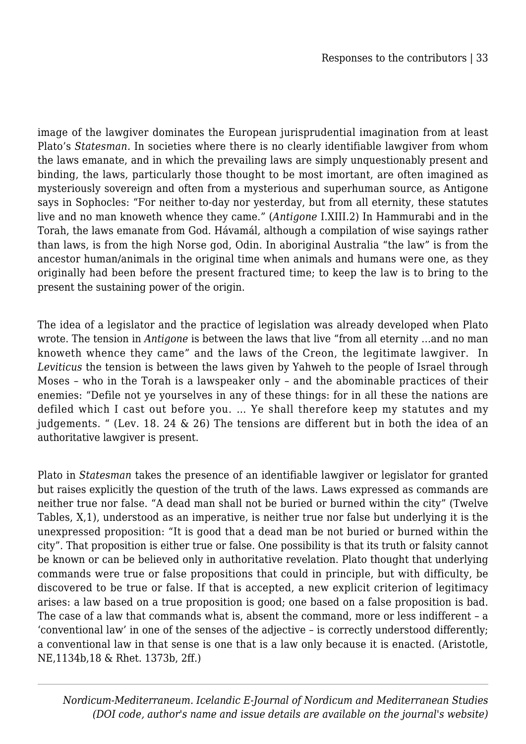image of the lawgiver dominates the European jurisprudential imagination from at least Plato's *Statesman.* In societies where there is no clearly identifiable lawgiver from whom the laws emanate, and in which the prevailing laws are simply unquestionably present and binding, the laws, particularly those thought to be most imortant, are often imagined as mysteriously sovereign and often from a mysterious and superhuman source, as Antigone says in Sophocles: "For neither to-day nor yesterday, but from all eternity, these statutes live and no man knoweth whence they came." (*Antigone* I.XIII.2) In Hammurabi and in the Torah, the laws emanate from God. Hávamál, although a compilation of wise sayings rather than laws, is from the high Norse god, Odin. In aboriginal Australia "the law" is from the ancestor human/animals in the original time when animals and humans were one, as they originally had been before the present fractured time; to keep the law is to bring to the present the sustaining power of the origin.

The idea of a legislator and the practice of legislation was already developed when Plato wrote. The tension in *Antigone* is between the laws that live "from all eternity …and no man knoweth whence they came" and the laws of the Creon, the legitimate lawgiver. In *Leviticus* the tension is between the laws given by Yahweh to the people of Israel through Moses – who in the Torah is a lawspeaker only – and the abominable practices of their enemies: "Defile not ye yourselves in any of these things: for in all these the nations are defiled which I cast out before you. … Ye shall therefore keep my statutes and my judgements. " (Lev. 18. 24 & 26) The tensions are different but in both the idea of an authoritative lawgiver is present.

Plato in *Statesman* takes the presence of an identifiable lawgiver or legislator for granted but raises explicitly the question of the truth of the laws. Laws expressed as commands are neither true nor false. "A dead man shall not be buried or burned within the city" (Twelve Tables, X,1), understood as an imperative, is neither true nor false but underlying it is the unexpressed proposition: "It is good that a dead man be not buried or burned within the city". That proposition is either true or false. One possibility is that its truth or falsity cannot be known or can be believed only in authoritative revelation. Plato thought that underlying commands were true or false propositions that could in principle, but with difficulty, be discovered to be true or false. If that is accepted, a new explicit criterion of legitimacy arises: a law based on a true proposition is good; one based on a false proposition is bad. The case of a law that commands what is, absent the command, more or less indifferent – a 'conventional law' in one of the senses of the adjective – is correctly understood differently; a conventional law in that sense is one that is a law only because it is enacted. (Aristotle, NE,1134b,18 & Rhet. 1373b, 2ff.)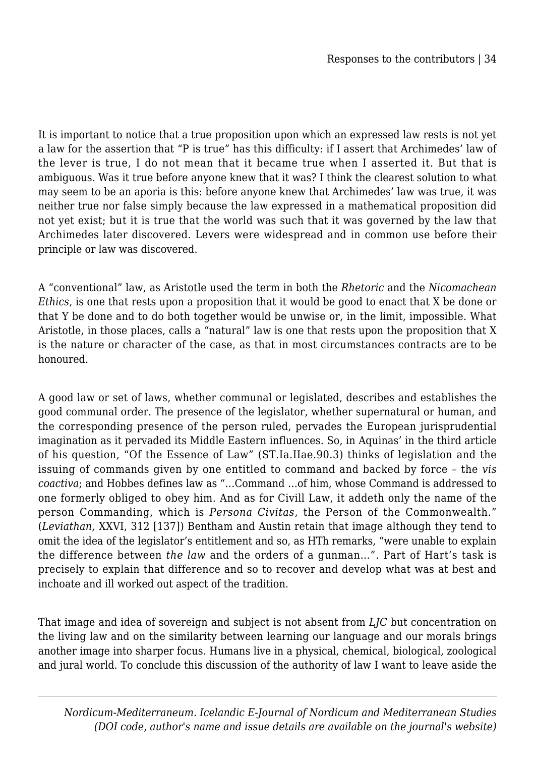It is important to notice that a true proposition upon which an expressed law rests is not yet a law for the assertion that "P is true" has this difficulty: if I assert that Archimedes' law of the lever is true, I do not mean that it became true when I asserted it. But that is ambiguous. Was it true before anyone knew that it was? I think the clearest solution to what may seem to be an aporia is this: before anyone knew that Archimedes' law was true, it was neither true nor false simply because the law expressed in a mathematical proposition did not yet exist; but it is true that the world was such that it was governed by the law that Archimedes later discovered. Levers were widespread and in common use before their principle or law was discovered.

A "conventional" law, as Aristotle used the term in both the *Rhetoric* and the *Nicomachean Ethics*, is one that rests upon a proposition that it would be good to enact that X be done or that Y be done and to do both together would be unwise or, in the limit, impossible. What Aristotle, in those places, calls a "natural" law is one that rests upon the proposition that X is the nature or character of the case, as that in most circumstances contracts are to be honoured.

A good law or set of laws, whether communal or legislated, describes and establishes the good communal order. The presence of the legislator, whether supernatural or human, and the corresponding presence of the person ruled, pervades the European jurisprudential imagination as it pervaded its Middle Eastern influences. So, in Aquinas' in the third article of his question, "Of the Essence of Law" (ST.Ia.IIae.90.3) thinks of legislation and the issuing of commands given by one entitled to command and backed by force – the *vis coactiva*; and Hobbes defines law as "…Command …of him, whose Command is addressed to one formerly obliged to obey him. And as for Civill Law, it addeth only the name of the person Commanding, which is *Persona Civitas*, the Person of the Commonwealth." (*Leviathan,* XXVI, 312 [137]) Bentham and Austin retain that image although they tend to omit the idea of the legislator's entitlement and so, as HTh remarks, "were unable to explain the difference between *the law* and the orders of a gunman…". Part of Hart's task is precisely to explain that difference and so to recover and develop what was at best and inchoate and ill worked out aspect of the tradition.

That image and idea of sovereign and subject is not absent from *LJC* but concentration on the living law and on the similarity between learning our language and our morals brings another image into sharper focus. Humans live in a physical, chemical, biological, zoological and jural world. To conclude this discussion of the authority of law I want to leave aside the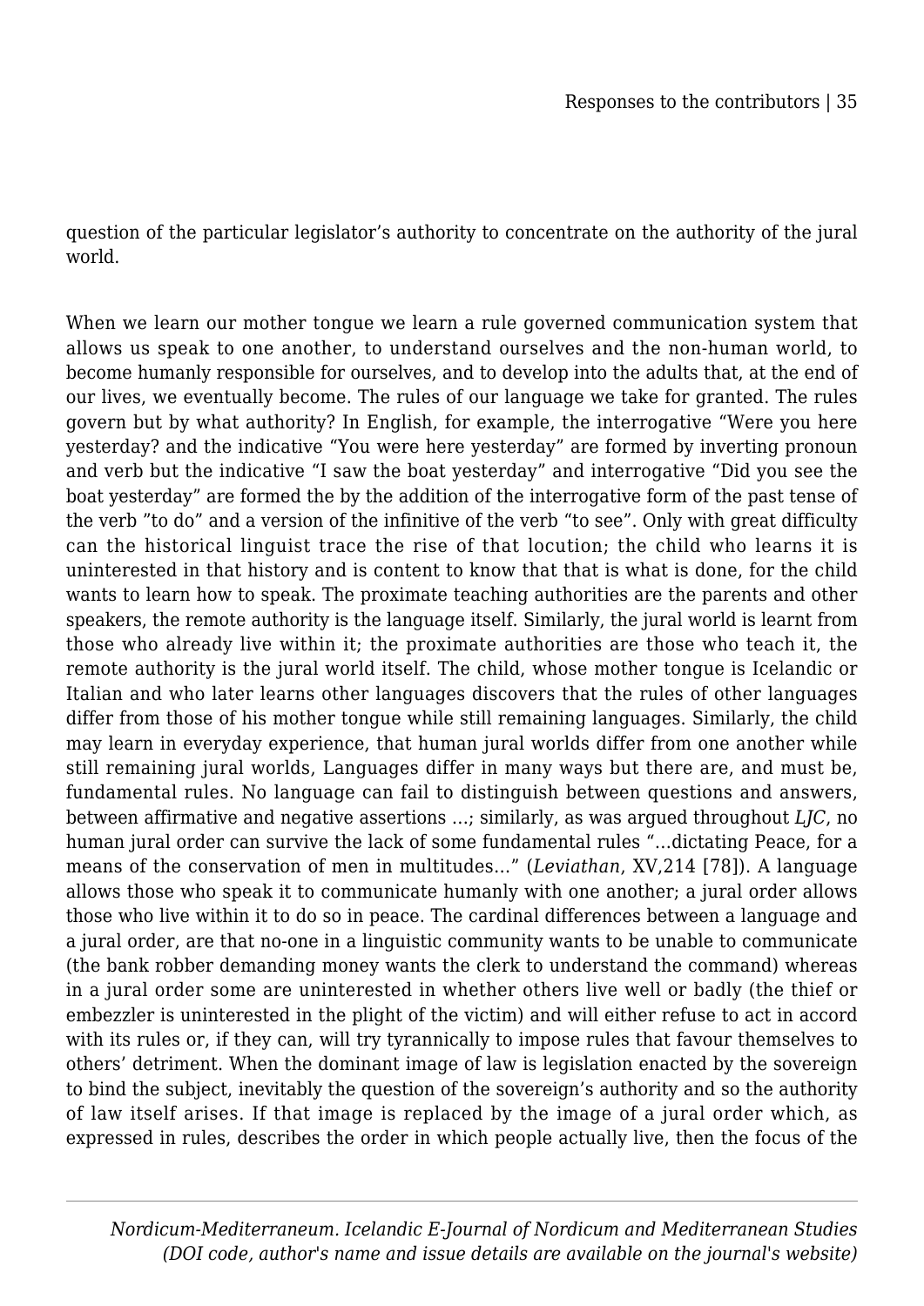question of the particular legislator's authority to concentrate on the authority of the jural world.

When we learn our mother tongue we learn a rule governed communication system that allows us speak to one another, to understand ourselves and the non-human world, to become humanly responsible for ourselves, and to develop into the adults that, at the end of our lives, we eventually become. The rules of our language we take for granted. The rules govern but by what authority? In English, for example, the interrogative "Were you here yesterday? and the indicative "You were here yesterday" are formed by inverting pronoun and verb but the indicative "I saw the boat yesterday" and interrogative "Did you see the boat yesterday" are formed the by the addition of the interrogative form of the past tense of the verb "to do" and a version of the infinitive of the verb "to see". Only with great difficulty can the historical linguist trace the rise of that locution; the child who learns it is uninterested in that history and is content to know that that is what is done, for the child wants to learn how to speak. The proximate teaching authorities are the parents and other speakers, the remote authority is the language itself. Similarly, the jural world is learnt from those who already live within it; the proximate authorities are those who teach it, the remote authority is the jural world itself. The child, whose mother tongue is Icelandic or Italian and who later learns other languages discovers that the rules of other languages differ from those of his mother tongue while still remaining languages. Similarly, the child may learn in everyday experience, that human jural worlds differ from one another while still remaining jural worlds, Languages differ in many ways but there are, and must be, fundamental rules. No language can fail to distinguish between questions and answers, between affirmative and negative assertions …; similarly, as was argued throughout *LJC*, no human jural order can survive the lack of some fundamental rules "…dictating Peace, for a means of the conservation of men in multitudes…" (*Leviathan*, XV,214 [78]). A language allows those who speak it to communicate humanly with one another; a jural order allows those who live within it to do so in peace. The cardinal differences between a language and a jural order, are that no-one in a linguistic community wants to be unable to communicate (the bank robber demanding money wants the clerk to understand the command) whereas in a jural order some are uninterested in whether others live well or badly (the thief or embezzler is uninterested in the plight of the victim) and will either refuse to act in accord with its rules or, if they can, will try tyrannically to impose rules that favour themselves to others' detriment. When the dominant image of law is legislation enacted by the sovereign to bind the subject, inevitably the question of the sovereign's authority and so the authority of law itself arises. If that image is replaced by the image of a jural order which, as expressed in rules, describes the order in which people actually live, then the focus of the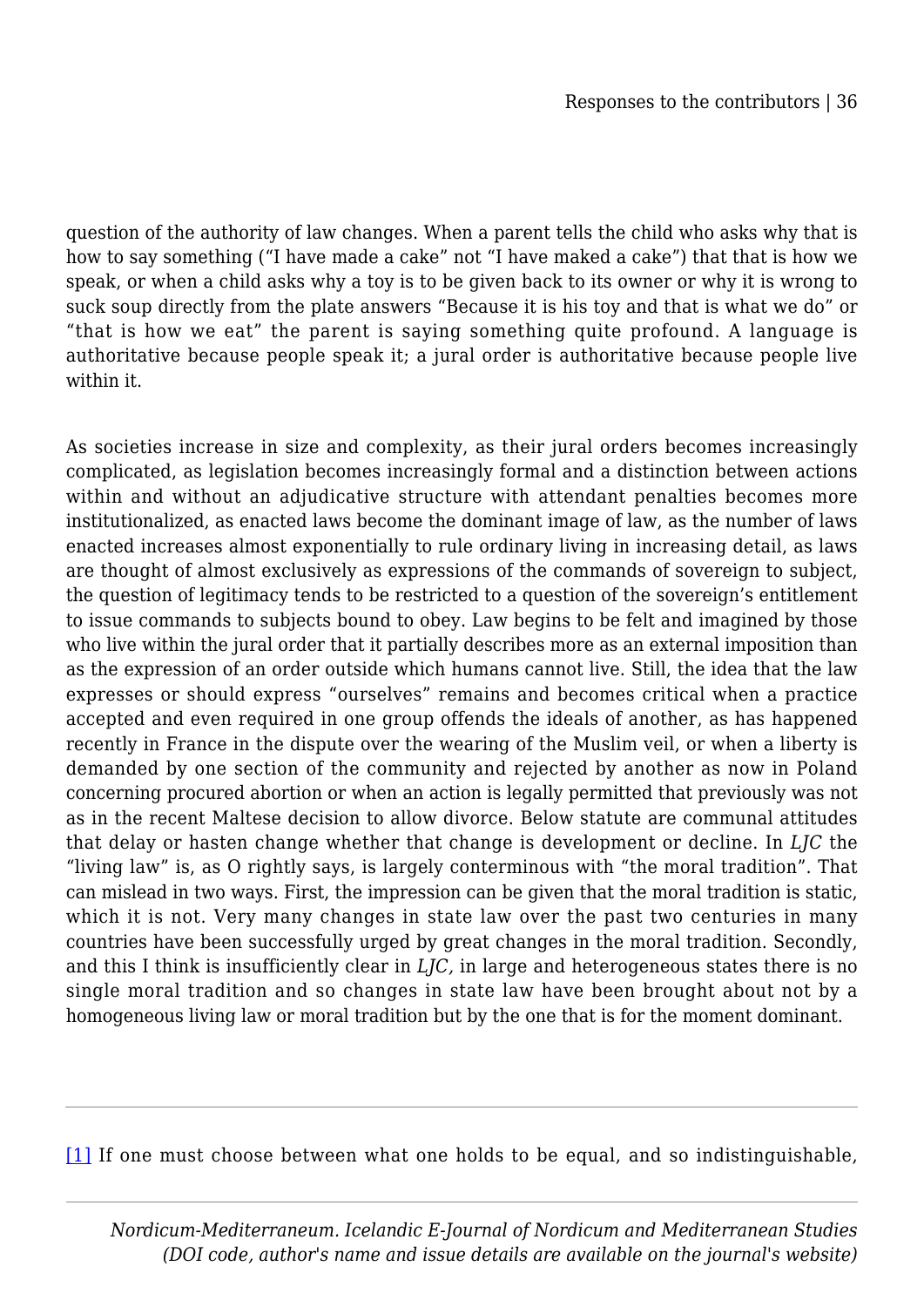question of the authority of law changes. When a parent tells the child who asks why that is how to say something ("I have made a cake" not "I have maked a cake") that that is how we speak, or when a child asks why a toy is to be given back to its owner or why it is wrong to suck soup directly from the plate answers "Because it is his toy and that is what we do" or "that is how we eat" the parent is saying something quite profound. A language is authoritative because people speak it; a jural order is authoritative because people live within it.

As societies increase in size and complexity, as their jural orders becomes increasingly complicated, as legislation becomes increasingly formal and a distinction between actions within and without an adjudicative structure with attendant penalties becomes more institutionalized, as enacted laws become the dominant image of law, as the number of laws enacted increases almost exponentially to rule ordinary living in increasing detail, as laws are thought of almost exclusively as expressions of the commands of sovereign to subject, the question of legitimacy tends to be restricted to a question of the sovereign's entitlement to issue commands to subjects bound to obey. Law begins to be felt and imagined by those who live within the jural order that it partially describes more as an external imposition than as the expression of an order outside which humans cannot live. Still, the idea that the law expresses or should express "ourselves" remains and becomes critical when a practice accepted and even required in one group offends the ideals of another, as has happened recently in France in the dispute over the wearing of the Muslim veil, or when a liberty is demanded by one section of the community and rejected by another as now in Poland concerning procured abortion or when an action is legally permitted that previously was not as in the recent Maltese decision to allow divorce. Below statute are communal attitudes that delay or hasten change whether that change is development or decline. In *LJC* the "living law" is, as O rightly says, is largely conterminous with "the moral tradition". That can mislead in two ways. First, the impression can be given that the moral tradition is static, which it is not. Very many changes in state law over the past two centuries in many countries have been successfully urged by great changes in the moral tradition. Secondly, and this I think is insufficiently clear in *LJC*, in large and heterogeneous states there is no single moral tradition and so changes in state law have been brought about not by a homogeneous living law or moral tradition but by the one that is for the moment dominant.

---

[1] If one must choose between what one holds to be equal, and so indistinguishable,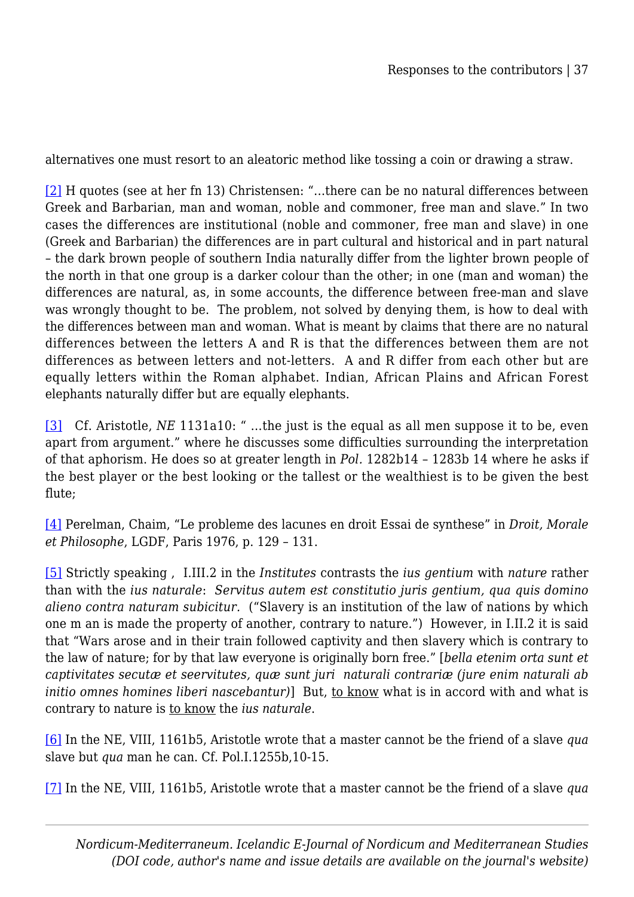alternatives one must resort to an aleatoric method like tossing a coin or drawing a straw.

[2] H quotes (see at her fn 13) Christensen: "…there can be no natural differences between Greek and Barbarian, man and woman, noble and commoner, free man and slave." In two cases the differences are institutional (noble and commoner, free man and slave) in one (Greek and Barbarian) the differences are in part cultural and historical and in part natural – the dark brown people of southern India naturally differ from the lighter brown people of the north in that one group is a darker colour than the other; in one (man and woman) the differences are natural, as, in some accounts, the difference between free-man and slave was wrongly thought to be. The problem, not solved by denying them, is how to deal with the differences between man and woman. What is meant by claims that there are no natural differences between the letters A and R is that the differences between them are not differences as between letters and not-letters. A and R differ from each other but are equally letters within the Roman alphabet. Indian, African Plains and African Forest elephants naturally differ but are equally elephants.

[3] Cf. Aristotle, *NE* 1131a10: " …the just is the equal as all men suppose it to be, even apart from argument." where he discusses some difficulties surrounding the interpretation of that aphorism. He does so at greater length in *Pol.* 1282b14 – 1283b 14 where he asks if the best player or the best looking or the tallest or the wealthiest is to be given the best flute;

[4] Perelman, Chaim, "Le probleme des lacunes en droit Essai de synthese" in *Droit, Morale et Philosophe*, LGDF, Paris 1976, p. 129 – 131.

[5] Strictly speaking , I.III.2 in the *Institutes* contrasts the *ius gentium* with *nature* rather than with the *ius naturale*: *Servitus autem est constitutio juris gentium, qua quis domino alieno contra naturam subicitur.* ("Slavery is an institution of the law of nations by which one m an is made the property of another, contrary to nature.") However, in I.II.2 it is said that "Wars arose and in their train followed captivity and then slavery which is contrary to the law of nature; for by that law everyone is originally born free." [*bella etenim orta sunt et captivitates secutæ et seervitutes, quæ sunt juri naturali contrariæ (jure enim naturali ab initio omnes homines liberi nascebantur)*] But, <u>to know</u> what is in accord with and what is contrary to nature is <u>to know</u> the *ius naturale*.

[6] In the NE, VIII, 1161b5, Aristotle wrote that a master cannot be the friend of a slave *qua* slave but *qua* man he can. Cf. Pol.I.1255b,10-15.

[7] In the NE, VIII, 1161b5, Aristotle wrote that a master cannot be the friend of a slave *qua*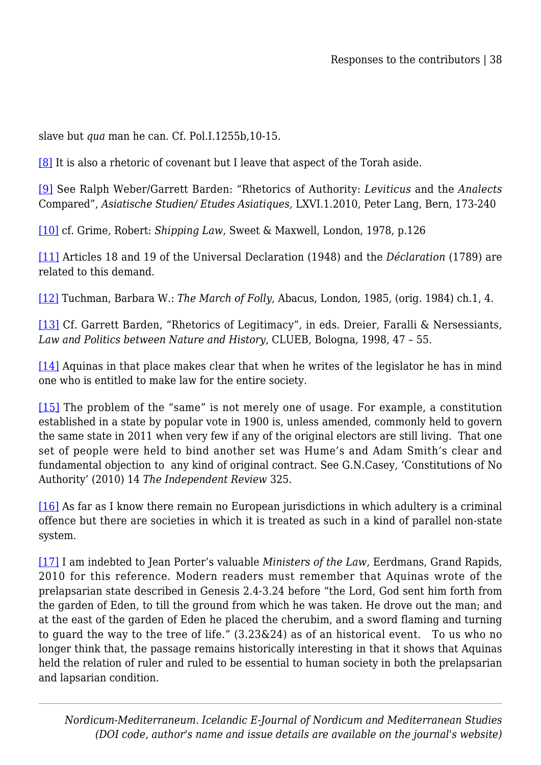slave but *qua* man he can. Cf. Pol.I.1255b,10-15.

[8] It is also a rhetoric of covenant but I leave that aspect of the Torah aside.

[9] See Ralph Weber/Garrett Barden: "Rhetorics of Authority: *Leviticus* and the *Analects* Compared", *Asiatische Studien/ Etudes Asiatiques,* LXVI.1.2010, Peter Lang, Bern, 173-240

[10] cf. Grime, Robert: *Shipping Law*, Sweet & Maxwell, London, 1978, p.126

[11] Articles 18 and 19 of the Universal Declaration (1948) and the *Déclaration* (1789) are related to this demand.

[12] Tuchman, Barbara W.: *The March of Folly*, Abacus, London, 1985, (orig. 1984) ch.1, 4.

[13] Cf. Garrett Barden, "Rhetorics of Legitimacy", in eds. Dreier, Faralli & Nersessiants, *Law and Politics between Nature and History*, CLUEB, Bologna, 1998, 47 – 55.

[14] Aquinas in that place makes clear that when he writes of the legislator he has in mind one who is entitled to make law for the entire society.

[15] The problem of the "same" is not merely one of usage. For example, a constitution established in a state by popular vote in 1900 is, unless amended, commonly held to govern the same state in 2011 when very few if any of the original electors are still living. That one set of people were held to bind another set was Hume's and Adam Smith's clear and fundamental objection to any kind of original contract. See G.N.Casey, 'Constitutions of No Authority' (2010) 14 *The Independent Review* 325.

[16] As far as I know there remain no European jurisdictions in which adultery is a criminal offence but there are societies in which it is treated as such in a kind of parallel non-state system.

[17] I am indebted to Jean Porter's valuable *Ministers of the Law*, Eerdmans, Grand Rapids, 2010 for this reference. Modern readers must remember that Aquinas wrote of the prelapsarian state described in Genesis 2.4-3.24 before "the Lord, God sent him forth from the garden of Eden, to till the ground from which he was taken. He drove out the man; and at the east of the garden of Eden he placed the cherubim, and a sword flaming and turning to guard the way to the tree of life." (3.23&24) as of an historical event. To us who no longer think that, the passage remains historically interesting in that it shows that Aquinas held the relation of ruler and ruled to be essential to human society in both the prelapsarian and lapsarian condition.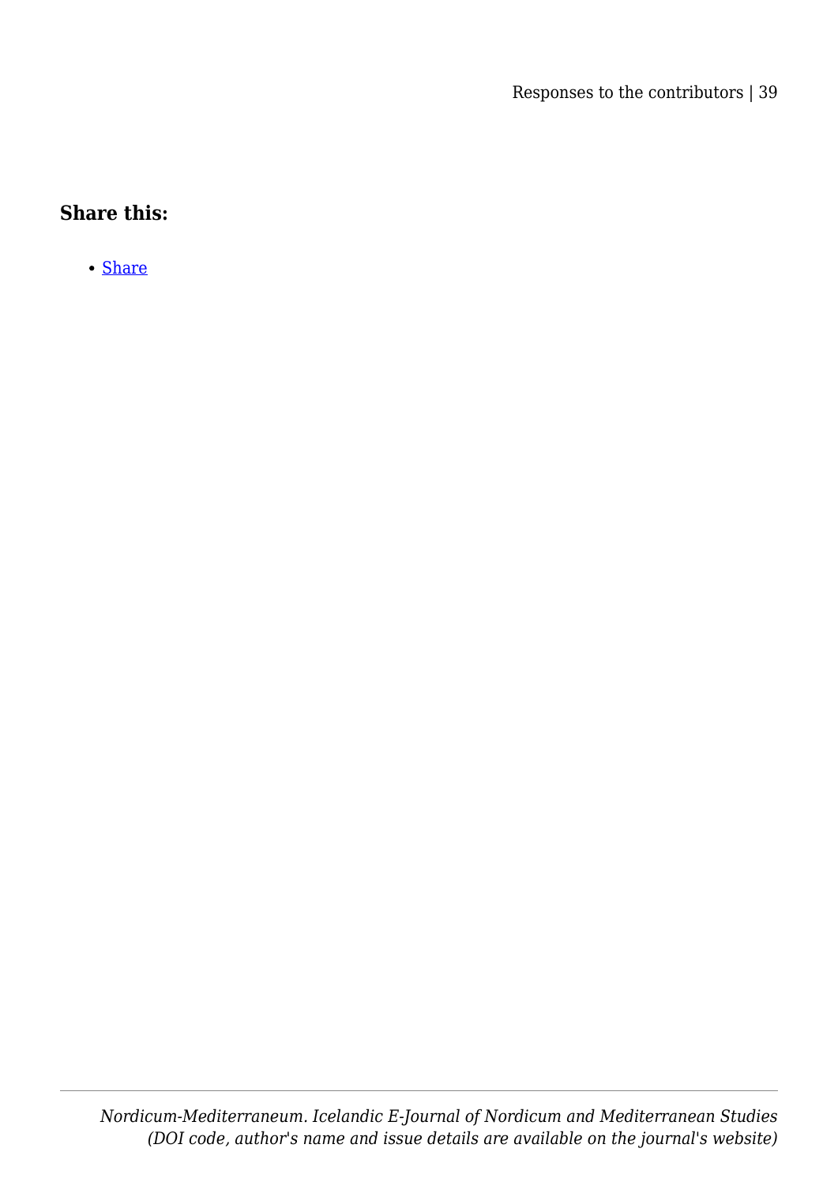## Share this:

- Share